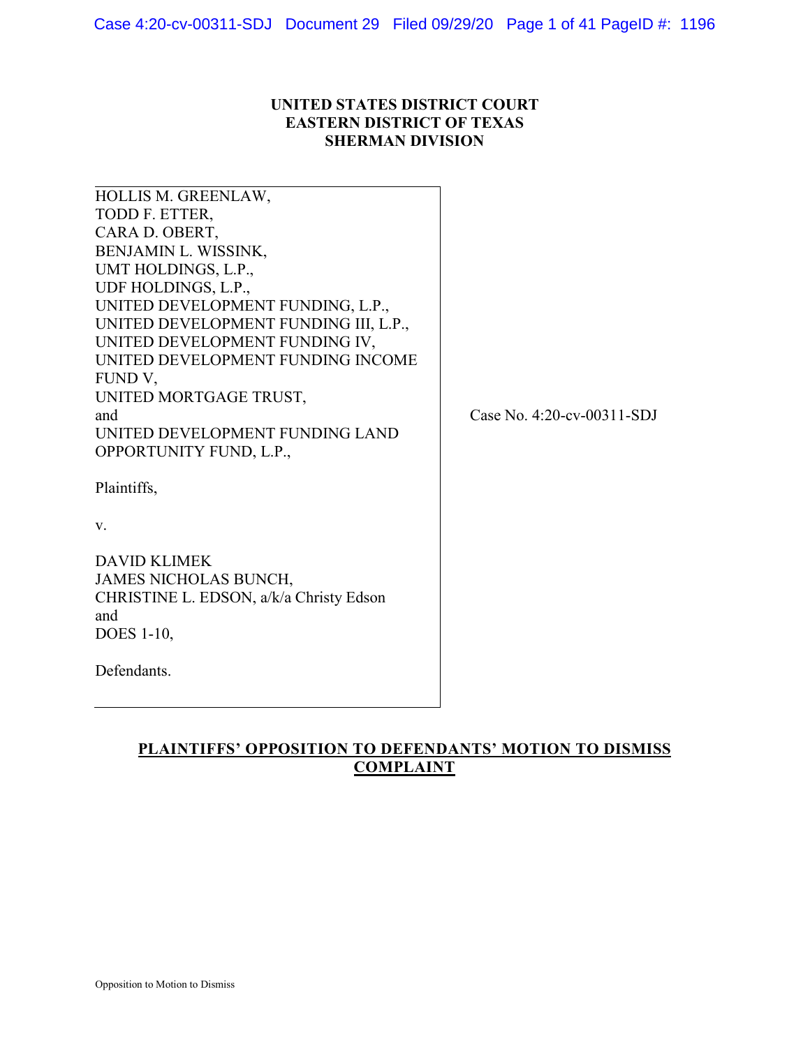**UNITED STATES DISTRICT COURT**
**EASTERN DISTRICT OF TEXAS**
**SHERMAN DIVISION**

| | |
|---|---|
| HOLLIS M. GREENLAW,<br>TODD F. ETTER,<br>CARA D. OBERT,<br>BENJAMIN L. WISSINK,<br>UMT HOLDINGS, L.P.,<br>UDF HOLDINGS, L.P.,<br>UNITED DEVELOPMENT FUNDING, L.P.,<br>UNITED DEVELOPMENT FUNDING III, L.P.,<br>UNITED DEVELOPMENT FUNDING IV,<br>UNITED DEVELOPMENT FUNDING INCOME FUND V,<br>UNITED MORTGAGE TRUST,<br>and<br>UNITED DEVELOPMENT FUNDING LAND OPPORTUNITY FUND, L.P.,<br><br>Plaintiffs,<br><br>v.<br><br>DAVID KLIMEK<br>JAMES NICHOLAS BUNCH,<br>CHRISTINE L. EDSON, a/k/a Christy Edson<br>and<br>DOES 1-10,<br><br>Defendants. | Case No. 4:20-cv-00311-SDJ |

**PLAINTIFFS' OPPOSITION TO DEFENDANTS' MOTION TO DISMISS COMPLAINT**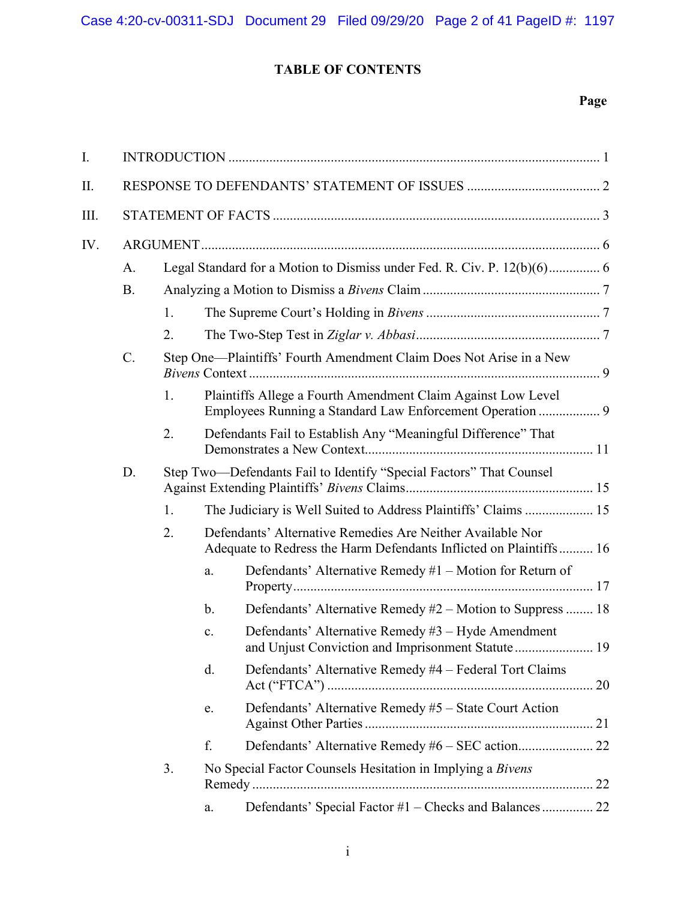# TABLE OF CONTENTS

**Page**

I. INTRODUCTION ........................................................................................................... 1

II. RESPONSE TO DEFENDANTS' STATEMENT OF ISSUES ....................................... 2

III. STATEMENT OF FACTS ................................................................................................ 3

IV. ARGUMENT .................................................................................................................... 6

- A. Legal Standard for a Motion to Dismiss under Fed. R. Civ. P. 12(b)(6) ............... 6
- B. Analyzing a Motion to Dismiss a *Bivens* Claim .................................................... 7
  - 1. The Supreme Court's Holding in *Bivens* ................................................... 7
  - 2. The Two-Step Test in *Ziglar v. Abbasi* ...................................................... 7
- C. Step One—Plaintiffs' Fourth Amendment Claim Does Not Arise in a New *Bivens* Context ....................................................................................................... 9
  - 1. Plaintiffs Allege a Fourth Amendment Claim Against Low Level Employees Running a Standard Law Enforcement Operation .................. 9
  - 2. Defendants Fail to Establish Any "Meaningful Difference" That Demonstrates a New Context.................................................................. 11
- D. Step Two—Defendants Fail to Identify "Special Factors" That Counsel Against Extending Plaintiffs' *Bivens* Claims...................................................... 15
  - 1. The Judiciary is Well Suited to Address Plaintiffs' Claims .................... 15
  - 2. Defendants' Alternative Remedies Are Neither Available Nor Adequate to Redress the Harm Defendants Inflicted on Plaintiffs .......... 16
    - a. Defendants' Alternative Remedy #1 – Motion for Return of Property....................................................................................... 17
    - b. Defendants' Alternative Remedy #2 – Motion to Suppress ........ 18
    - c. Defendants' Alternative Remedy #3 – Hyde Amendment and Unjust Conviction and Imprisonment Statute....................... 19
    - d. Defendants' Alternative Remedy #4 – Federal Tort Claims Act ("FTCA") ............................................................................. 20
    - e. Defendants' Alternative Remedy #5 – State Court Action Against Other Parties .................................................................. 21
    - f. Defendants' Alternative Remedy #6 – SEC action...................... 22
  - 3. No Special Factor Counsels Hesitation in Implying a *Bivens* Remedy ................................................................................................... 22
    - a. Defendants' Special Factor #1 – Checks and Balances ............... 22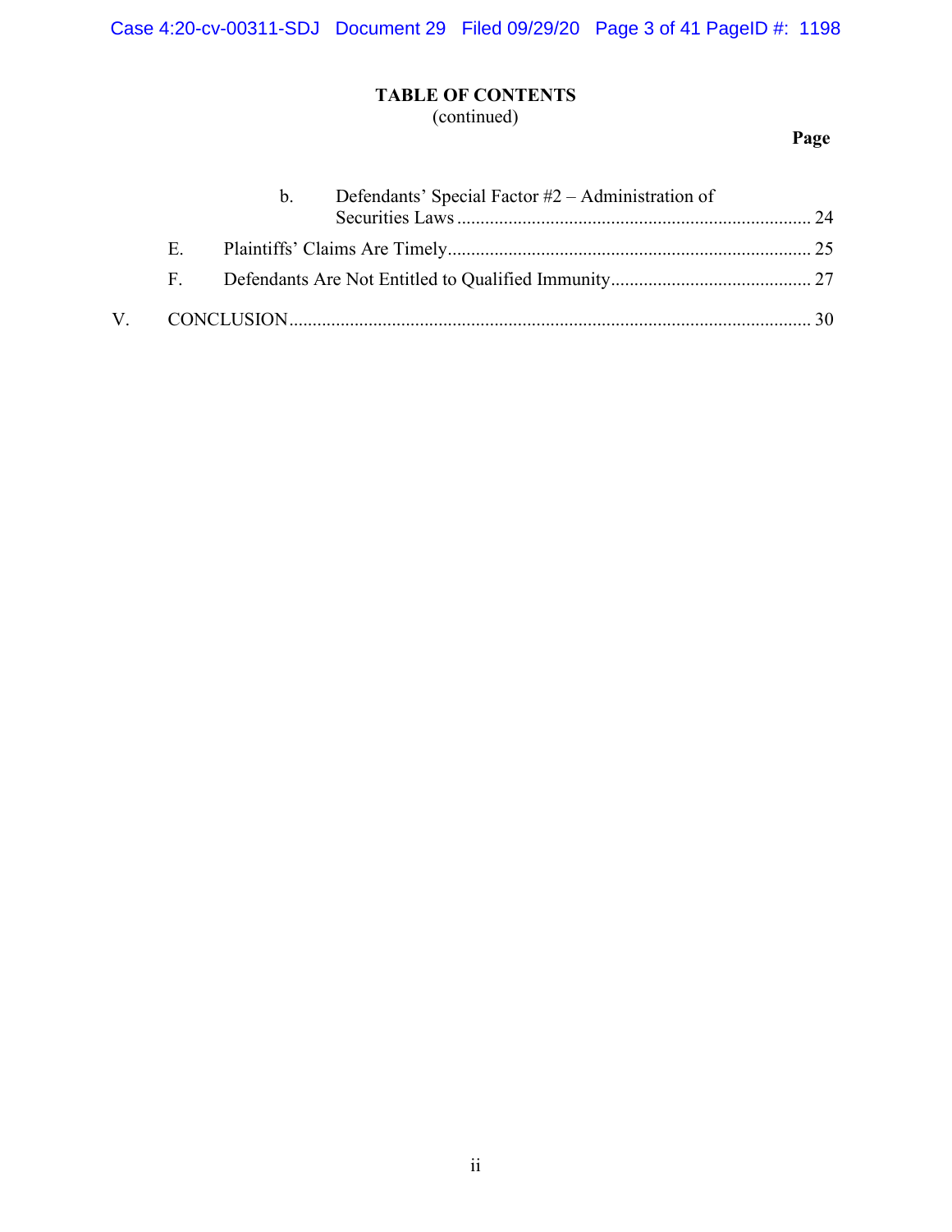## TABLE OF CONTENTS
(continued)

| | | | Page |
|---|---|---|---|
| | | b. Defendants' Special Factor #2 – Administration of Securities Laws | 24 |
| | E. | Plaintiffs' Claims Are Timely | 25 |
| | F. | Defendants Are Not Entitled to Qualified Immunity | 27 |
| V. | CONCLUSION | | 30 |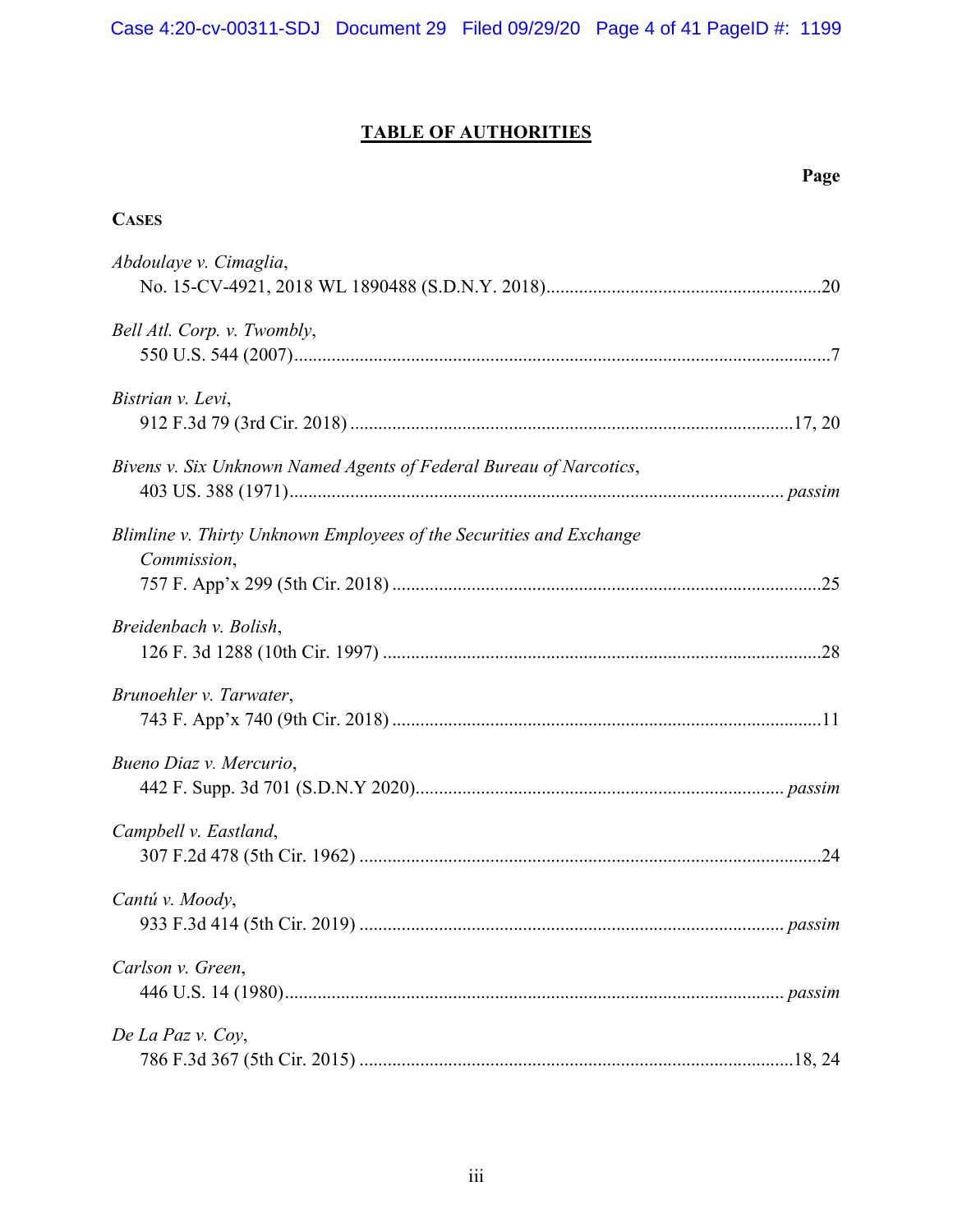# TABLE OF AUTHORITIES

**Page**

**CASES**

*Abdoulaye v. Cimaglia*,
No. 15-CV-4921, 2018 WL 1890488 (S.D.N.Y. 2018)............................................................20

*Bell Atl. Corp. v. Twombly*,
550 U.S. 544 (2007)......................................................................................................................7

*Bistrian v. Levi*,
912 F.3d 79 (3rd Cir. 2018) ...............................................................................................17, 20

*Bivens v. Six Unknown Named Agents of Federal Bureau of Narcotics*,
403 US. 388 (1971)........................................................................................................... *passim*

*Blimline v. Thirty Unknown Employees of the Securities and Exchange Commission*,
757 F. App'x 299 (5th Cir. 2018) ............................................................................................25

*Breidenbach v. Bolish*,
126 F. 3d 1288 (10th Cir. 1997) ..............................................................................................28

*Brunoehler v. Tarwater*,
743 F. App'x 740 (9th Cir. 2018) .............................................................................................11

*Bueno Diaz v. Mercurio*,
442 F. Supp. 3d 701 (S.D.N.Y 2020)................................................................................ *passim*

*Campbell v. Eastland*,
307 F.2d 478 (5th Cir. 1962) ....................................................................................................24

*Cantú v. Moody*,
933 F.3d 414 (5th Cir. 2019) ............................................................................................ *passim*

*Carlson v. Green*,
446 U.S. 14 (1980)............................................................................................................ *passim*

*De La Paz v. Coy*,
786 F.3d 367 (5th Cir. 2015) ..............................................................................................18, 24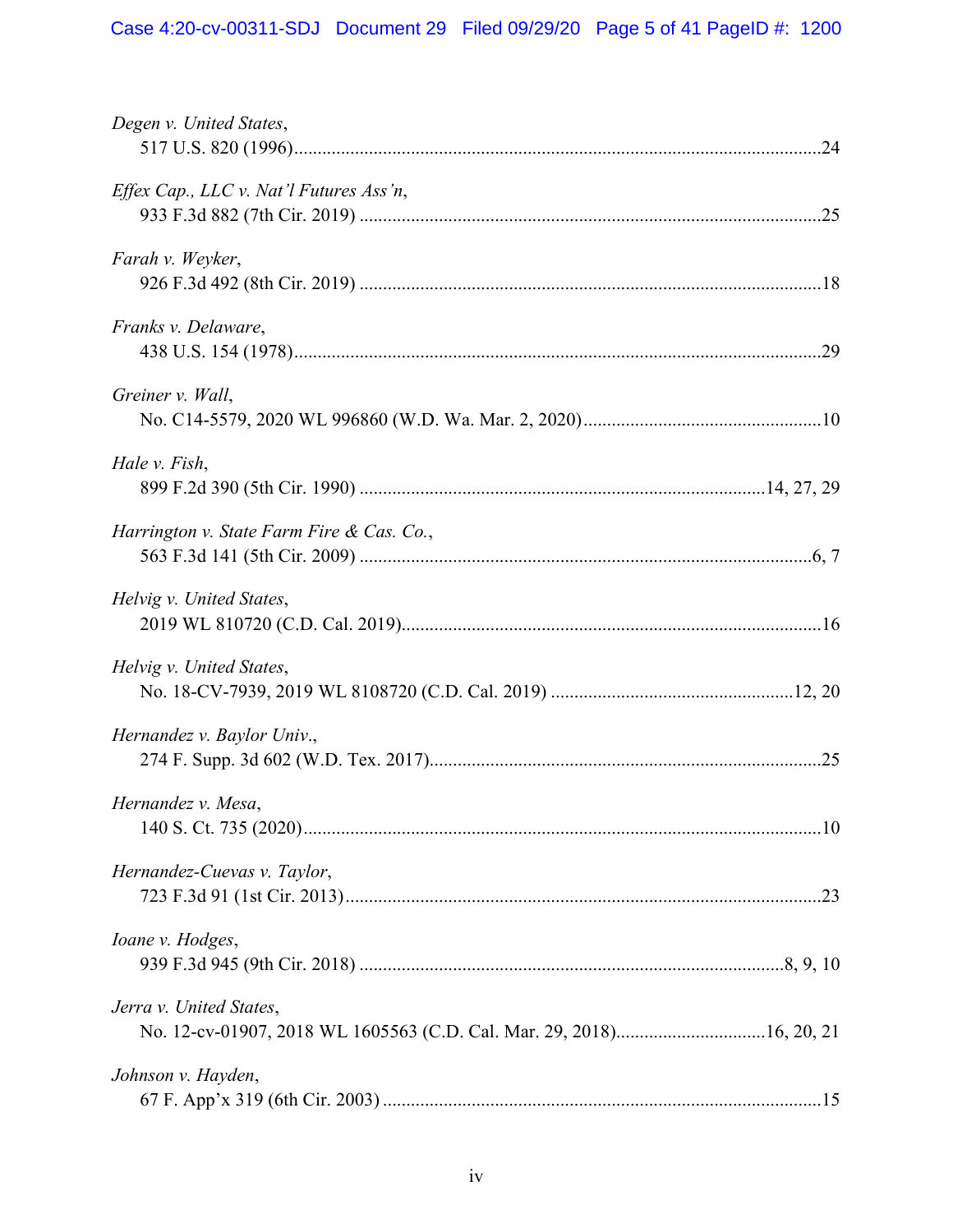*Degen v. United States*,
517 U.S. 820 (1996)................................................................................................24

*Effex Cap., LLC v. Nat'l Futures Ass'n*,
933 F.3d 882 (7th Cir. 2019) ..................................................................................25

*Farah v. Weyker*,
926 F.3d 492 (8th Cir. 2019) ..................................................................................18

*Franks v. Delaware*,
438 U.S. 154 (1978)................................................................................................29

*Greiner v. Wall*,
No. C14-5579, 2020 WL 996860 (W.D. Wa. Mar. 2, 2020)..................................................10

*Hale v. Fish*,
899 F.2d 390 (5th Cir. 1990) .....................................................................................14, 27, 29

*Harrington v. State Farm Fire & Cas. Co.*,
563 F.3d 141 (5th Cir. 2009) ..................................................................................6, 7

*Helvig v. United States*,
2019 WL 810720 (C.D. Cal. 2019)..........................................................................16

*Helvig v. United States*,
No. 18-CV-7939, 2019 WL 8108720 (C.D. Cal. 2019) ...................................................12, 20

*Hernandez v. Baylor Univ.*,
274 F. Supp. 3d 602 (W.D. Tex. 2017)...................................................................25

*Hernandez v. Mesa*,
140 S. Ct. 735 (2020)..............................................................................................10

*Hernandez-Cuevas v. Taylor*,
723 F.3d 91 (1st Cir. 2013).....................................................................................23

*Ioane v. Hodges*,
939 F.3d 945 (9th Cir. 2018) ..........................................................................8, 9, 10

*Jerra v. United States*,
No. 12-cv-01907, 2018 WL 1605563 (C.D. Cal. Mar. 29, 2018)...............................16, 20, 21

*Johnson v. Hayden*,
67 F. App'x 319 (6th Cir. 2003) .............................................................................15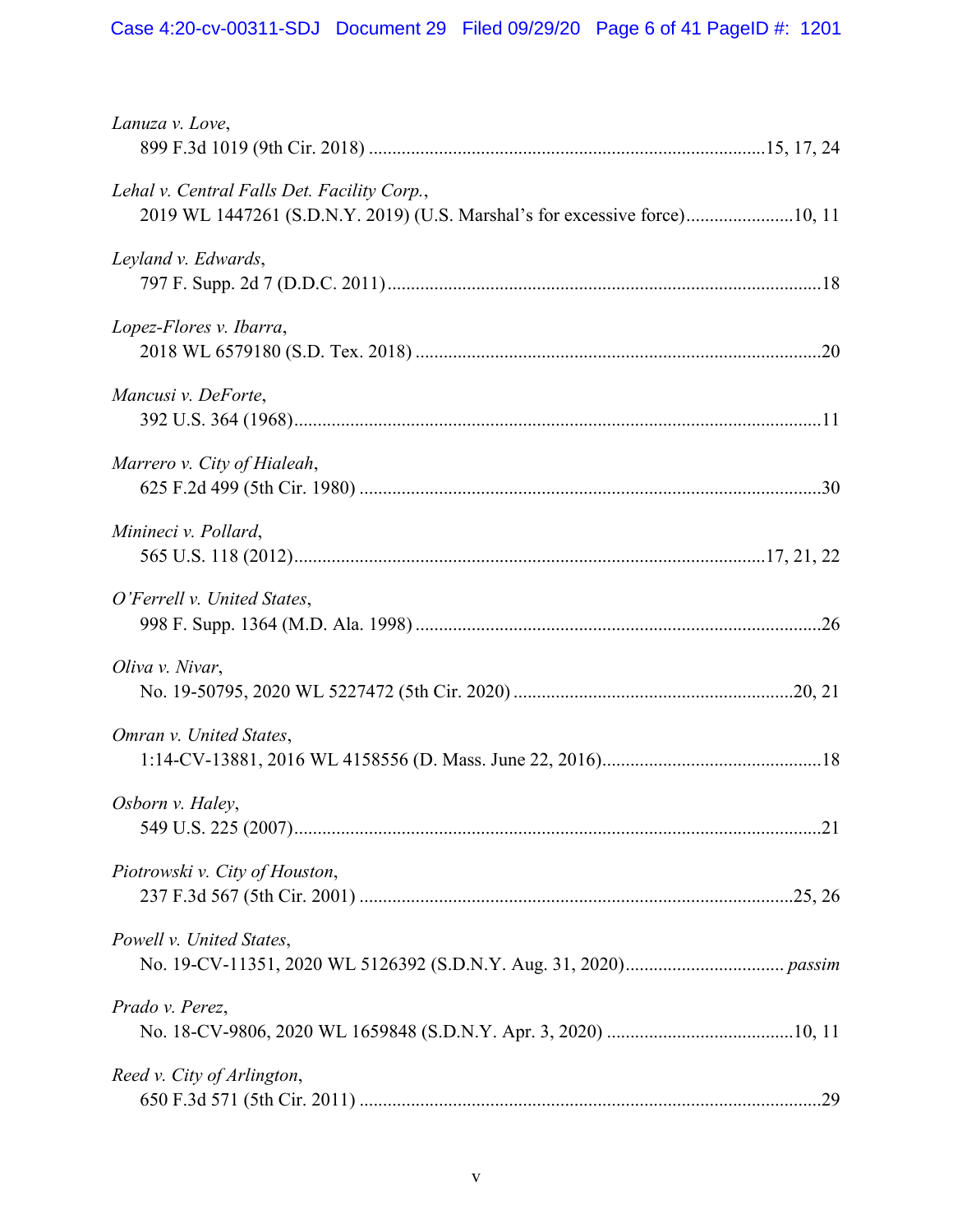*Lanuza v. Love*,
899 F.3d 1019 (9th Cir. 2018) ....................................................................................15, 17, 24

*Lehal v. Central Falls Det. Facility Corp.*,
2019 WL 1447261 (S.D.N.Y. 2019) (U.S. Marshal's for excessive force).......................10, 11

*Leyland v. Edwards*,
797 F. Supp. 2d 7 (D.D.C. 2011) ............................................................................................18

*Lopez-Flores v. Ibarra*,
2018 WL 6579180 (S.D. Tex. 2018) ......................................................................................20

*Mancusi v. DeForte*,
392 U.S. 364 (1968)................................................................................................................11

*Marrero v. City of Hialeah*,
625 F.2d 499 (5th Cir. 1980) ..................................................................................................30

*Minineci v. Pollard*,
565 U.S. 118 (2012)...................................................................................................17, 21, 22

*O'Ferrell v. United States*,
998 F. Supp. 1364 (M.D. Ala. 1998) ......................................................................................26

*Oliva v. Nivar*,
No. 19-50795, 2020 WL 5227472 (5th Cir. 2020) ...........................................................20, 21

*Omran v. United States*,
1:14-CV-13881, 2016 WL 4158556 (D. Mass. June 22, 2016)..............................................18

*Osborn v. Haley*,
549 U.S. 225 (2007)................................................................................................................21

*Piotrowski v. City of Houston*,
237 F.3d 567 (5th Cir. 2001) ............................................................................................25, 26

*Powell v. United States*,
No. 19-CV-11351, 2020 WL 5126392 (S.D.N.Y. Aug. 31, 2020)................................. *passim*

*Prado v. Perez*,
No. 18-CV-9806, 2020 WL 1659848 (S.D.N.Y. Apr. 3, 2020) ........................................10, 11

*Reed v. City of Arlington*,
650 F.3d 571 (5th Cir. 2011) ..................................................................................................29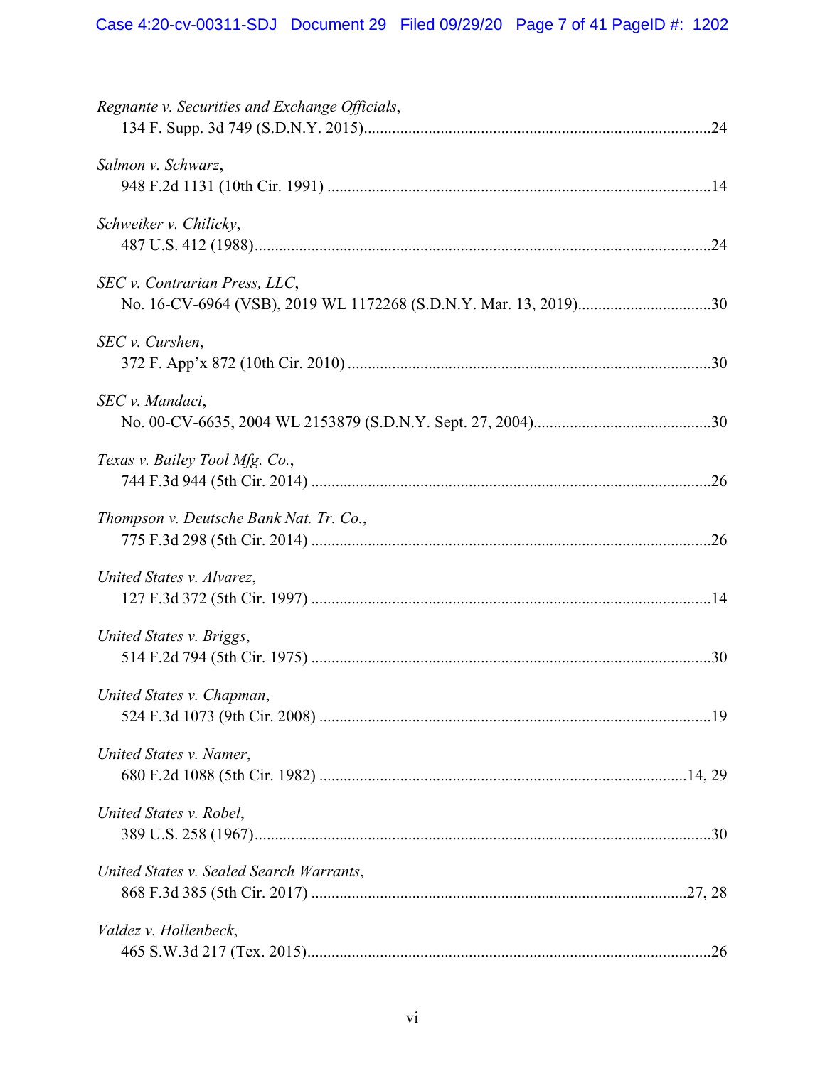*Regnante v. Securities and Exchange Officials*,
134 F. Supp. 3d 749 (S.D.N.Y. 2015)....................................................................................24

*Salmon v. Schwarz*,
948 F.2d 1131 (10th Cir. 1991) ............................................................................................14

*Schweiker v. Chilicky*,
487 U.S. 412 (1988)..............................................................................................................24

*SEC v. Contrarian Press, LLC*,
No. 16-CV-6964 (VSB), 2019 WL 1172268 (S.D.N.Y. Mar. 13, 2019)................................30

*SEC v. Curshen*,
372 F. App'x 872 (10th Cir. 2010) ........................................................................................30

*SEC v. Mandaci*,
No. 00-CV-6635, 2004 WL 2153879 (S.D.N.Y. Sept. 27, 2004)...........................................30

*Texas v. Bailey Tool Mfg. Co.*,
744 F.3d 944 (5th Cir. 2014) .................................................................................................26

*Thompson v. Deutsche Bank Nat. Tr. Co.*,
775 F.3d 298 (5th Cir. 2014) .................................................................................................26

*United States v. Alvarez*,
127 F.3d 372 (5th Cir. 1997) .................................................................................................14

*United States v. Briggs*,
514 F.2d 794 (5th Cir. 1975) .................................................................................................30

*United States v. Chapman*,
524 F.3d 1073 (9th Cir. 2008) ...............................................................................................19

*United States v. Namer*,
680 F.2d 1088 (5th Cir. 1982) ..........................................................................................14, 29

*United States v. Robel*,
389 U.S. 258 (1967)...............................................................................................................30

*United States v. Sealed Search Warrants*,
868 F.3d 385 (5th Cir. 2017) ............................................................................................27, 28

*Valdez v. Hollenbeck*,
465 S.W.3d 217 (Tex. 2015)..................................................................................................26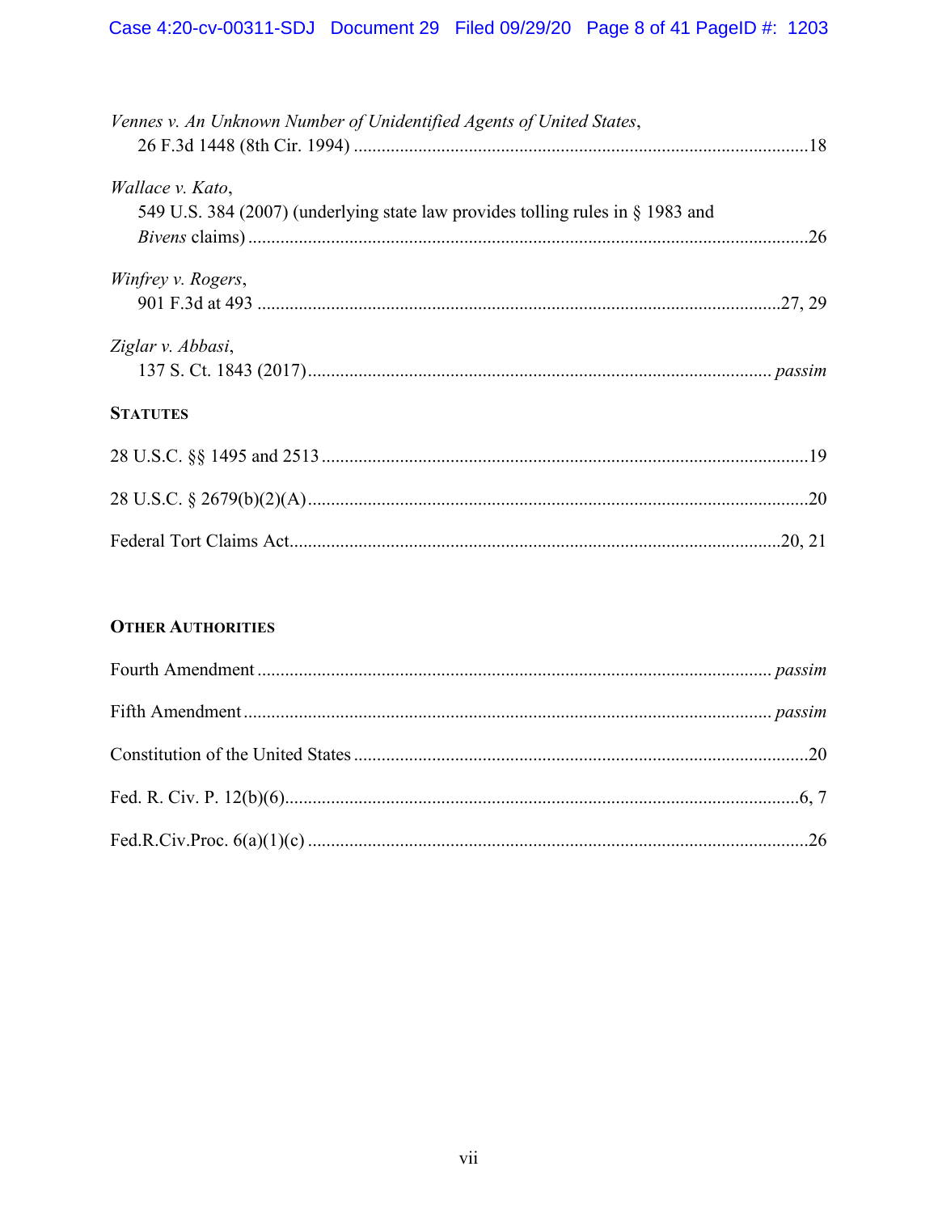*Vennes v. An Unknown Number of Unidentified Agents of United States*,
26 F.3d 1448 (8th Cir. 1994) ....................................................................................................18

*Wallace v. Kato*,
549 U.S. 384 (2007) (underlying state law provides tolling rules in § 1983 and *Bivens* claims) ....................................................................................................26

*Winfrey v. Rogers*,
901 F.3d at 493 ....................................................................................................27, 29

*Ziglar v. Abbasi*,
137 S. Ct. 1843 (2017).................................................................................................... *passim*

**Statutes**

28 U.S.C. §§ 1495 and 2513 ....................................................................................................19

28 U.S.C. § 2679(b)(2)(A)....................................................................................................20

Federal Tort Claims Act....................................................................................................20, 21

**Other Authorities**

Fourth Amendment .................................................................................................... *passim*

Fifth Amendment .................................................................................................... *passim*

Constitution of the United States ....................................................................................................20

Fed. R. Civ. P. 12(b)(6)....................................................................................................6, 7

Fed.R.Civ.Proc. 6(a)(1)(c) ....................................................................................................26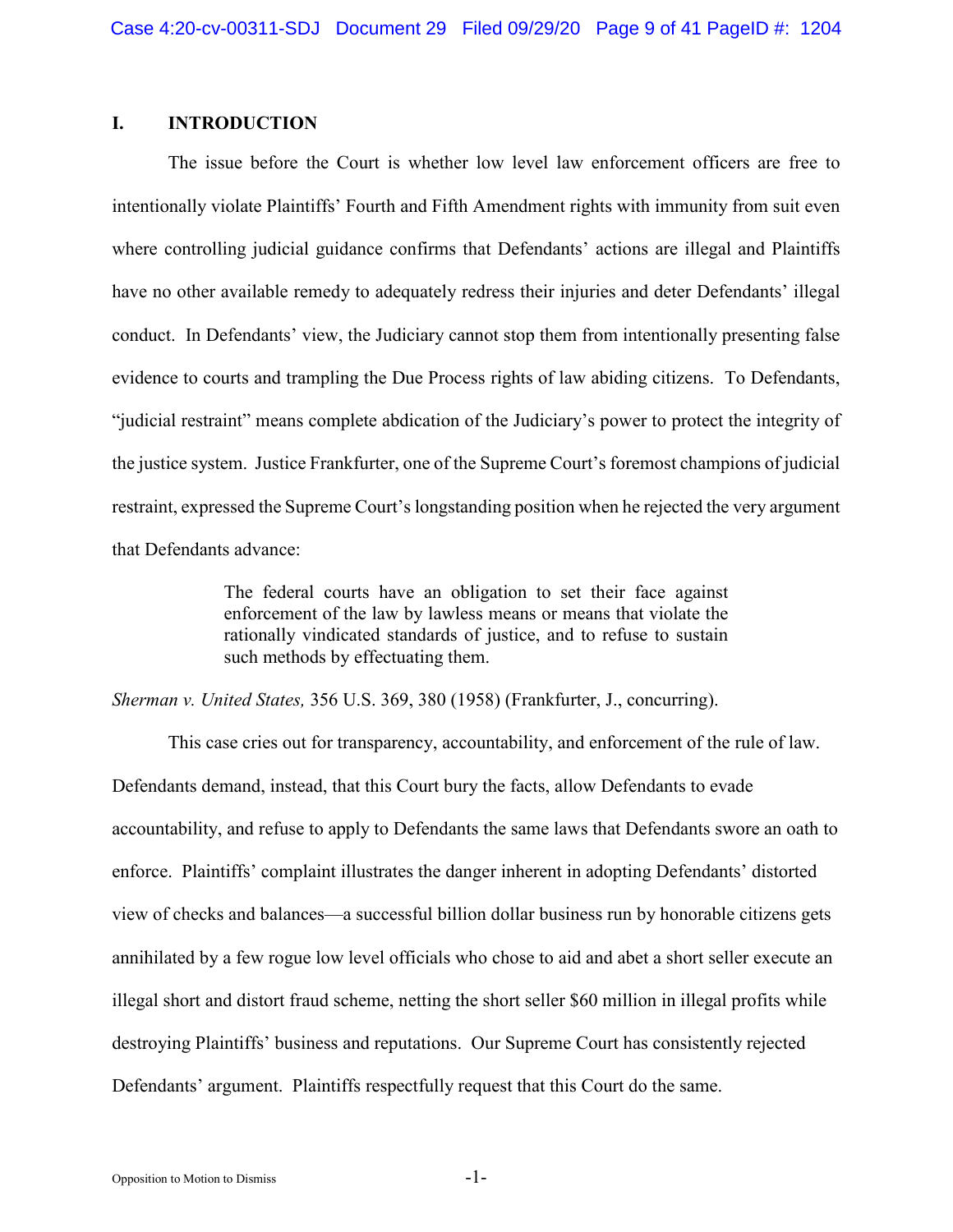## I. INTRODUCTION

The issue before the Court is whether low level law enforcement officers are free to intentionally violate Plaintiffs' Fourth and Fifth Amendment rights with immunity from suit even where controlling judicial guidance confirms that Defendants' actions are illegal and Plaintiffs have no other available remedy to adequately redress their injuries and deter Defendants' illegal conduct. In Defendants' view, the Judiciary cannot stop them from intentionally presenting false evidence to courts and trampling the Due Process rights of law abiding citizens. To Defendants, "judicial restraint" means complete abdication of the Judiciary's power to protect the integrity of the justice system. Justice Frankfurter, one of the Supreme Court's foremost champions of judicial restraint, expressed the Supreme Court's longstanding position when he rejected the very argument that Defendants advance:

> The federal courts have an obligation to set their face against enforcement of the law by lawless means or means that violate the rationally vindicated standards of justice, and to refuse to sustain such methods by effectuating them.

*Sherman v. United States,* 356 U.S. 369, 380 (1958) (Frankfurter, J., concurring).

This case cries out for transparency, accountability, and enforcement of the rule of law. Defendants demand, instead, that this Court bury the facts, allow Defendants to evade accountability, and refuse to apply to Defendants the same laws that Defendants swore an oath to enforce. Plaintiffs' complaint illustrates the danger inherent in adopting Defendants' distorted view of checks and balances—a successful billion dollar business run by honorable citizens gets annihilated by a few rogue low level officials who chose to aid and abet a short seller execute an illegal short and distort fraud scheme, netting the short seller $60 million in illegal profits while destroying Plaintiffs' business and reputations. Our Supreme Court has consistently rejected Defendants' argument. Plaintiffs respectfully request that this Court do the same.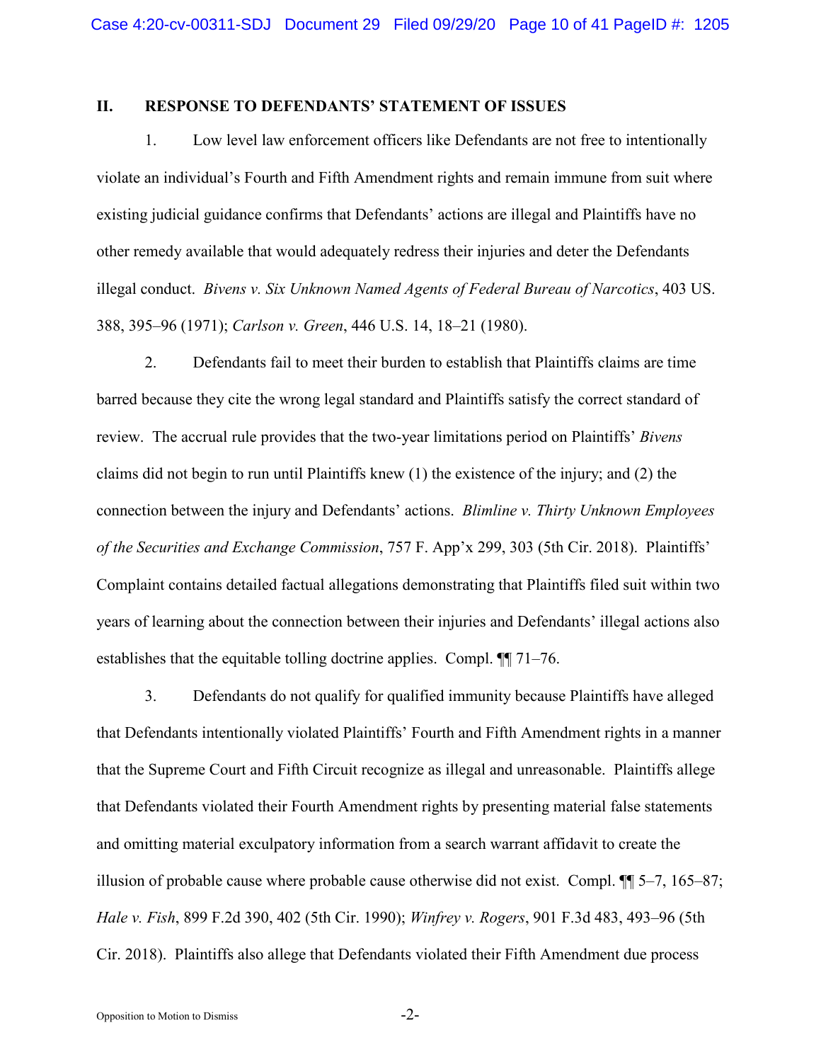## II. RESPONSE TO DEFENDANTS' STATEMENT OF ISSUES

1. Low level law enforcement officers like Defendants are not free to intentionally violate an individual's Fourth and Fifth Amendment rights and remain immune from suit where existing judicial guidance confirms that Defendants' actions are illegal and Plaintiffs have no other remedy available that would adequately redress their injuries and deter the Defendants illegal conduct. *Bivens v. Six Unknown Named Agents of Federal Bureau of Narcotics*, 403 US. 388, 395–96 (1971); *Carlson v. Green*, 446 U.S. 14, 18–21 (1980).

2. Defendants fail to meet their burden to establish that Plaintiffs claims are time barred because they cite the wrong legal standard and Plaintiffs satisfy the correct standard of review. The accrual rule provides that the two-year limitations period on Plaintiffs' *Bivens* claims did not begin to run until Plaintiffs knew (1) the existence of the injury; and (2) the connection between the injury and Defendants' actions. *Blimline v. Thirty Unknown Employees of the Securities and Exchange Commission*, 757 F. App'x 299, 303 (5th Cir. 2018). Plaintiffs' Complaint contains detailed factual allegations demonstrating that Plaintiffs filed suit within two years of learning about the connection between their injuries and Defendants' illegal actions also establishes that the equitable tolling doctrine applies. Compl. ¶¶ 71–76.

3. Defendants do not qualify for qualified immunity because Plaintiffs have alleged that Defendants intentionally violated Plaintiffs' Fourth and Fifth Amendment rights in a manner that the Supreme Court and Fifth Circuit recognize as illegal and unreasonable. Plaintiffs allege that Defendants violated their Fourth Amendment rights by presenting material false statements and omitting material exculpatory information from a search warrant affidavit to create the illusion of probable cause where probable cause otherwise did not exist. Compl. ¶¶ 5–7, 165–87; *Hale v. Fish*, 899 F.2d 390, 402 (5th Cir. 1990); *Winfrey v. Rogers*, 901 F.3d 483, 493–96 (5th Cir. 2018). Plaintiffs also allege that Defendants violated their Fifth Amendment due process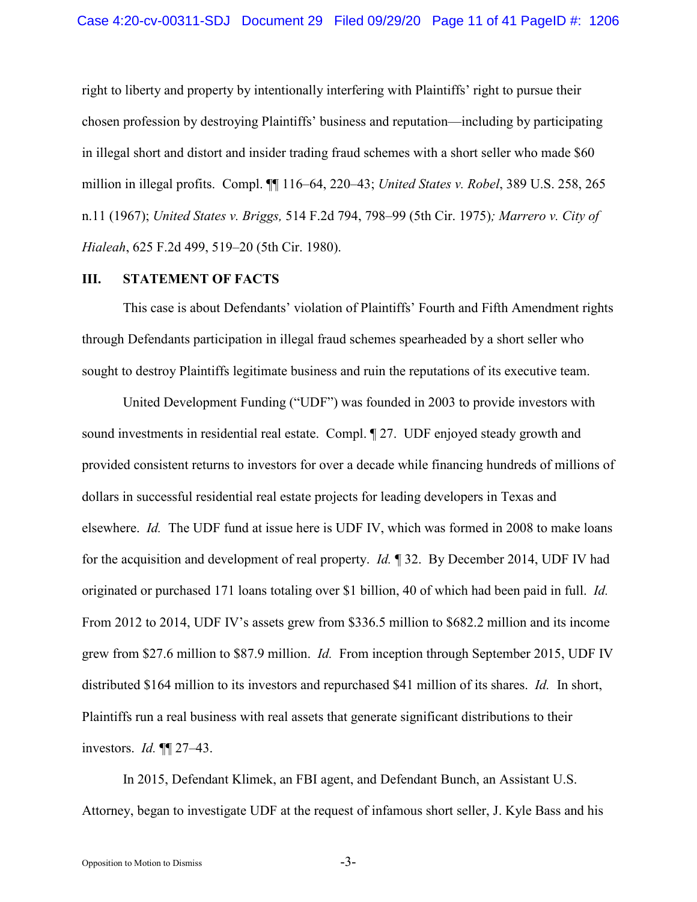right to liberty and property by intentionally interfering with Plaintiffs' right to pursue their chosen profession by destroying Plaintiffs' business and reputation—including by participating in illegal short and distort and insider trading fraud schemes with a short seller who made $60 million in illegal profits. Compl. ¶¶ 116–64, 220–43; *United States v. Robel*, 389 U.S. 258, 265 n.11 (1967); *United States v. Briggs,* 514 F.2d 794, 798–99 (5th Cir. 1975)*; Marrero v. City of Hialeah*, 625 F.2d 499, 519–20 (5th Cir. 1980).

## III. STATEMENT OF FACTS

This case is about Defendants' violation of Plaintiffs' Fourth and Fifth Amendment rights through Defendants participation in illegal fraud schemes spearheaded by a short seller who sought to destroy Plaintiffs legitimate business and ruin the reputations of its executive team.

United Development Funding ("UDF") was founded in 2003 to provide investors with sound investments in residential real estate. Compl. ¶ 27. UDF enjoyed steady growth and provided consistent returns to investors for over a decade while financing hundreds of millions of dollars in successful residential real estate projects for leading developers in Texas and elsewhere. *Id.* The UDF fund at issue here is UDF IV, which was formed in 2008 to make loans for the acquisition and development of real property. *Id.* ¶ 32. By December 2014, UDF IV had originated or purchased 171 loans totaling over $1 billion, 40 of which had been paid in full. *Id.* From 2012 to 2014, UDF IV's assets grew from $336.5 million to $682.2 million and its income grew from $27.6 million to $87.9 million. *Id.* From inception through September 2015, UDF IV distributed $164 million to its investors and repurchased $41 million of its shares. *Id.* In short, Plaintiffs run a real business with real assets that generate significant distributions to their investors. *Id.* ¶¶ 27–43.

In 2015, Defendant Klimek, an FBI agent, and Defendant Bunch, an Assistant U.S. Attorney, began to investigate UDF at the request of infamous short seller, J. Kyle Bass and his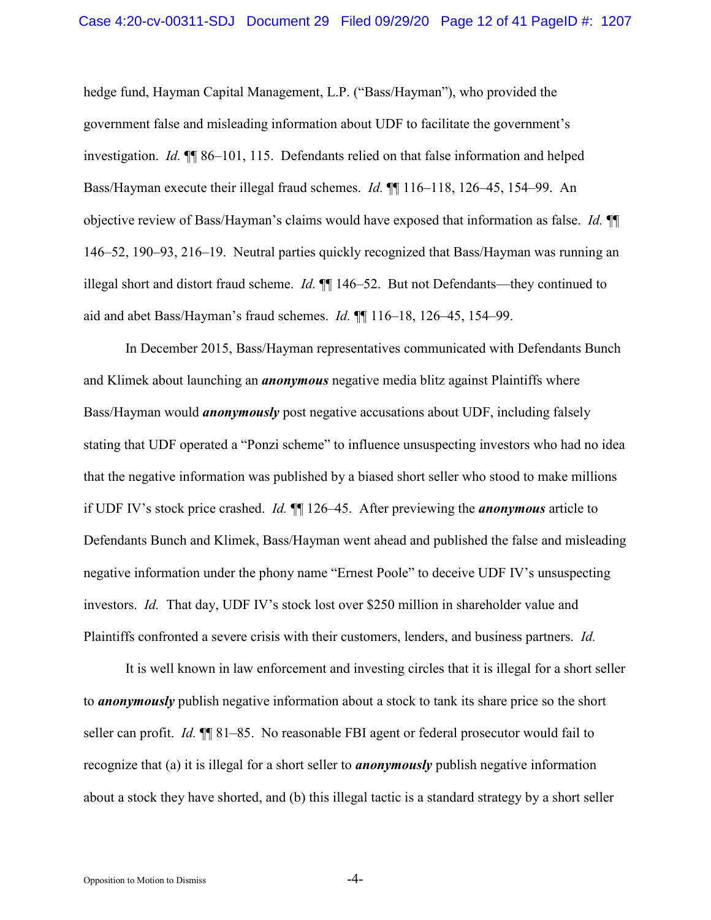hedge fund, Hayman Capital Management, L.P. ("Bass/Hayman"), who provided the government false and misleading information about UDF to facilitate the government's investigation. *Id.* ¶¶ 86–101, 115. Defendants relied on that false information and helped Bass/Hayman execute their illegal fraud schemes. *Id.* ¶¶ 116–118, 126–45, 154–99. An objective review of Bass/Hayman's claims would have exposed that information as false. *Id.* ¶¶ 146–52, 190–93, 216–19. Neutral parties quickly recognized that Bass/Hayman was running an illegal short and distort fraud scheme. *Id.* ¶¶ 146–52. But not Defendants—they continued to aid and abet Bass/Hayman's fraud schemes. *Id.* ¶¶ 116–18, 126–45, 154–99.

In December 2015, Bass/Hayman representatives communicated with Defendants Bunch and Klimek about launching an ***anonymous*** negative media blitz against Plaintiffs where Bass/Hayman would ***anonymously*** post negative accusations about UDF, including falsely stating that UDF operated a "Ponzi scheme" to influence unsuspecting investors who had no idea that the negative information was published by a biased short seller who stood to make millions if UDF IV's stock price crashed. *Id.* ¶¶ 126–45. After previewing the ***anonymous*** article to Defendants Bunch and Klimek, Bass/Hayman went ahead and published the false and misleading negative information under the phony name "Ernest Poole" to deceive UDF IV's unsuspecting investors. *Id.* That day, UDF IV's stock lost over $250 million in shareholder value and Plaintiffs confronted a severe crisis with their customers, lenders, and business partners. *Id.*

It is well known in law enforcement and investing circles that it is illegal for a short seller to ***anonymously*** publish negative information about a stock to tank its share price so the short seller can profit. *Id.* ¶¶ 81–85. No reasonable FBI agent or federal prosecutor would fail to recognize that (a) it is illegal for a short seller to ***anonymously*** publish negative information about a stock they have shorted, and (b) this illegal tactic is a standard strategy by a short seller

Opposition to Motion to Dismiss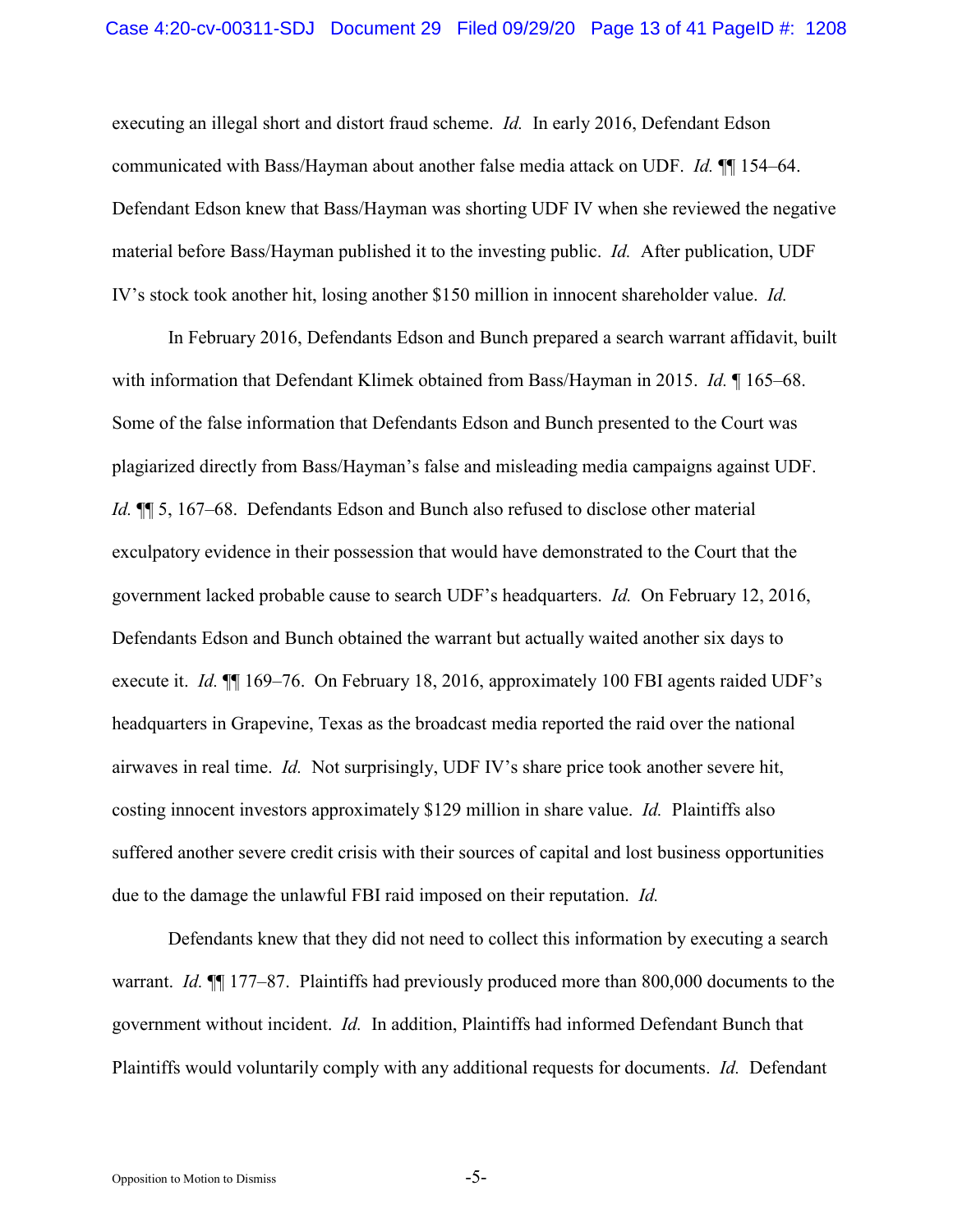executing an illegal short and distort fraud scheme. *Id.* In early 2016, Defendant Edson communicated with Bass/Hayman about another false media attack on UDF. *Id.* ¶¶ 154–64. Defendant Edson knew that Bass/Hayman was shorting UDF IV when she reviewed the negative material before Bass/Hayman published it to the investing public. *Id.* After publication, UDF IV's stock took another hit, losing another $150 million in innocent shareholder value. *Id.*

In February 2016, Defendants Edson and Bunch prepared a search warrant affidavit, built with information that Defendant Klimek obtained from Bass/Hayman in 2015. *Id.* ¶ 165–68. Some of the false information that Defendants Edson and Bunch presented to the Court was plagiarized directly from Bass/Hayman's false and misleading media campaigns against UDF. *Id.* ¶¶ 5, 167–68. Defendants Edson and Bunch also refused to disclose other material exculpatory evidence in their possession that would have demonstrated to the Court that the government lacked probable cause to search UDF's headquarters. *Id.* On February 12, 2016, Defendants Edson and Bunch obtained the warrant but actually waited another six days to execute it. *Id.* ¶¶ 169–76. On February 18, 2016, approximately 100 FBI agents raided UDF's headquarters in Grapevine, Texas as the broadcast media reported the raid over the national airwaves in real time. *Id.* Not surprisingly, UDF IV's share price took another severe hit, costing innocent investors approximately $129 million in share value. *Id.* Plaintiffs also suffered another severe credit crisis with their sources of capital and lost business opportunities due to the damage the unlawful FBI raid imposed on their reputation. *Id.*

Defendants knew that they did not need to collect this information by executing a search warrant. *Id.* ¶¶ 177–87. Plaintiffs had previously produced more than 800,000 documents to the government without incident. *Id.* In addition, Plaintiffs had informed Defendant Bunch that Plaintiffs would voluntarily comply with any additional requests for documents. *Id.* Defendant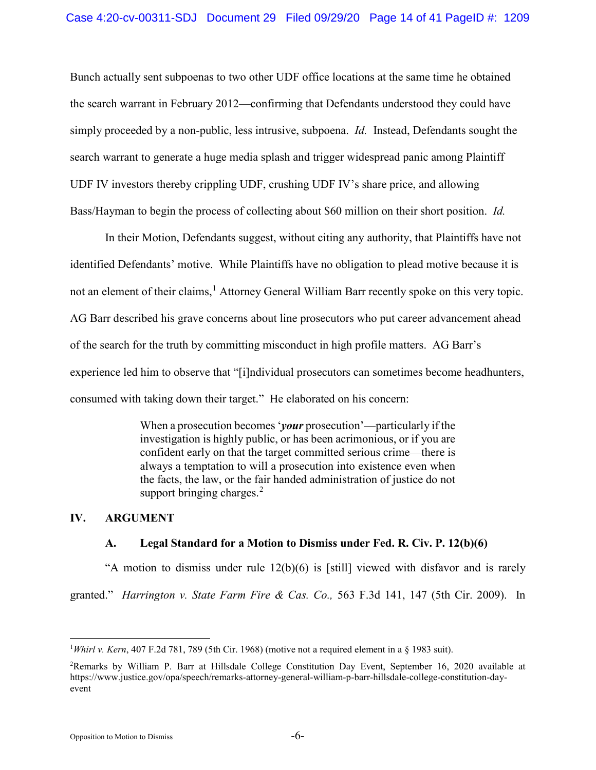Bunch actually sent subpoenas to two other UDF office locations at the same time he obtained the search warrant in February 2012—confirming that Defendants understood they could have simply proceeded by a non-public, less intrusive, subpoena. *Id.* Instead, Defendants sought the search warrant to generate a huge media splash and trigger widespread panic among Plaintiff UDF IV investors thereby crippling UDF, crushing UDF IV's share price, and allowing Bass/Hayman to begin the process of collecting about $60 million on their short position. *Id.*

In their Motion, Defendants suggest, without citing any authority, that Plaintiffs have not identified Defendants' motive. While Plaintiffs have no obligation to plead motive because it is not an element of their claims,[1] Attorney General William Barr recently spoke on this very topic. AG Barr described his grave concerns about line prosecutors who put career advancement ahead of the search for the truth by committing misconduct in high profile matters. AG Barr's experience led him to observe that "[i]ndividual prosecutors can sometimes become headhunters, consumed with taking down their target." He elaborated on his concern:

> When a prosecution becomes '***your*** prosecution'—particularly if the investigation is highly public, or has been acrimonious, or if you are confident early on that the target committed serious crime—there is always a temptation to will a prosecution into existence even when the facts, the law, or the fair handed administration of justice do not support bringing charges.[2]

## IV. ARGUMENT

### A. Legal Standard for a Motion to Dismiss under Fed. R. Civ. P. 12(b)(6)

"A motion to dismiss under rule 12(b)(6) is [still] viewed with disfavor and is rarely granted." *Harrington v. State Farm Fire & Cas. Co.,* 563 F.3d 141, 147 (5th Cir. 2009). In

---

[1] *Whirl v. Kern*, 407 F.2d 781, 789 (5th Cir. 1968) (motive not a required element in a § 1983 suit).

[2] Remarks by William P. Barr at Hillsdale College Constitution Day Event, September 16, 2020 available at https://www.justice.gov/opa/speech/remarks-attorney-general-william-p-barr-hillsdale-college-constitution-day-event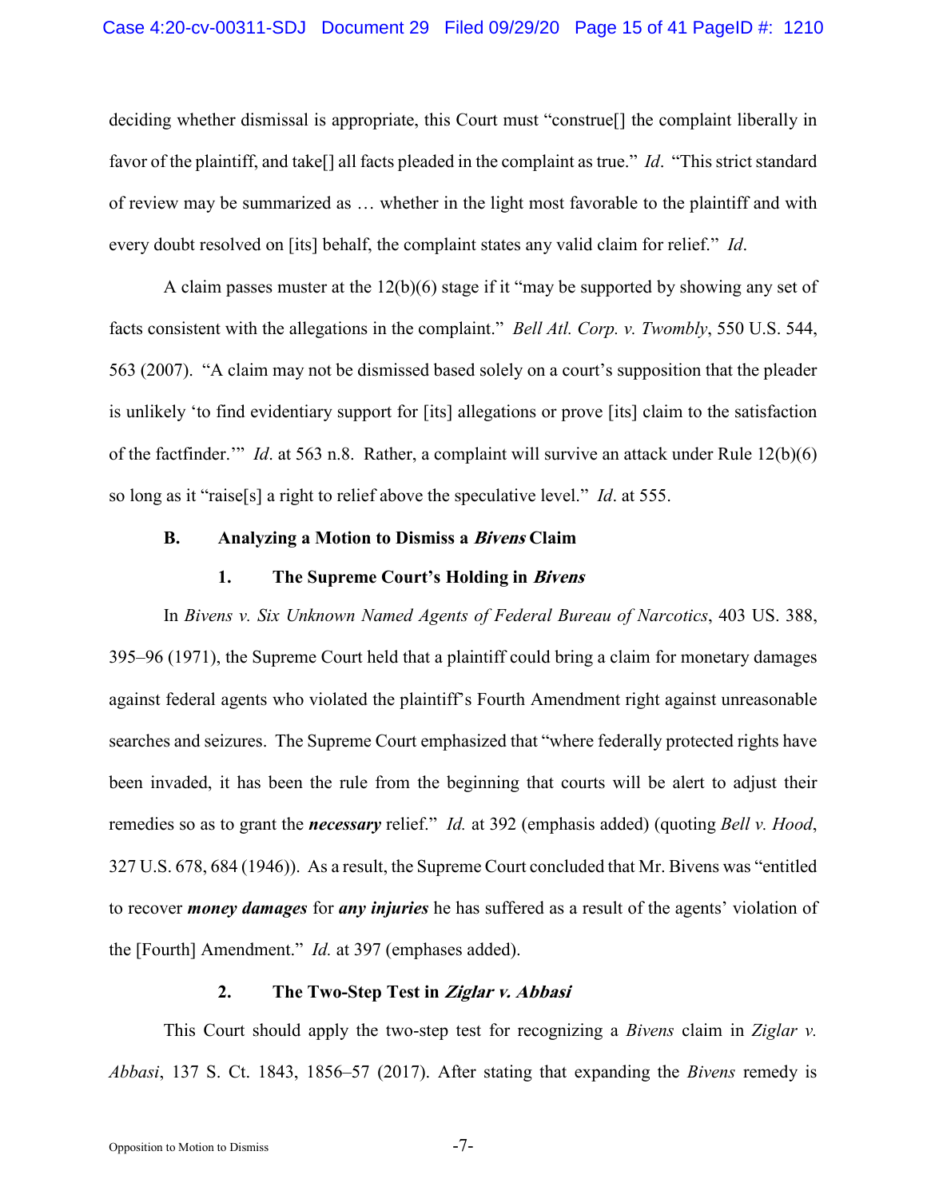deciding whether dismissal is appropriate, this Court must "construe[] the complaint liberally in favor of the plaintiff, and take[] all facts pleaded in the complaint as true." *Id*. "This strict standard of review may be summarized as … whether in the light most favorable to the plaintiff and with every doubt resolved on [its] behalf, the complaint states any valid claim for relief." *Id*.

A claim passes muster at the 12(b)(6) stage if it "may be supported by showing any set of facts consistent with the allegations in the complaint." *Bell Atl. Corp. v. Twombly*, 550 U.S. 544, 563 (2007). "A claim may not be dismissed based solely on a court's supposition that the pleader is unlikely 'to find evidentiary support for [its] allegations or prove [its] claim to the satisfaction of the factfinder.'" *Id*. at 563 n.8. Rather, a complaint will survive an attack under Rule 12(b)(6) so long as it "raise[s] a right to relief above the speculative level." *Id*. at 555.

### B. Analyzing a Motion to Dismiss a *Bivens* Claim

#### 1. The Supreme Court's Holding in *Bivens*

In *Bivens v. Six Unknown Named Agents of Federal Bureau of Narcotics*, 403 US. 388, 395–96 (1971), the Supreme Court held that a plaintiff could bring a claim for monetary damages against federal agents who violated the plaintiff's Fourth Amendment right against unreasonable searches and seizures. The Supreme Court emphasized that "where federally protected rights have been invaded, it has been the rule from the beginning that courts will be alert to adjust their remedies so as to grant the ***necessary*** relief." *Id.* at 392 (emphasis added) (quoting *Bell v. Hood*, 327 U.S. 678, 684 (1946)). As a result, the Supreme Court concluded that Mr. Bivens was "entitled to recover ***money damages*** for ***any injuries*** he has suffered as a result of the agents' violation of the [Fourth] Amendment." *Id.* at 397 (emphases added).

#### 2. The Two-Step Test in *Ziglar v. Abbasi*

This Court should apply the two-step test for recognizing a *Bivens* claim in *Ziglar v. Abbasi*, 137 S. Ct. 1843, 1856–57 (2017). After stating that expanding the *Bivens* remedy is

Opposition to Motion to Dismiss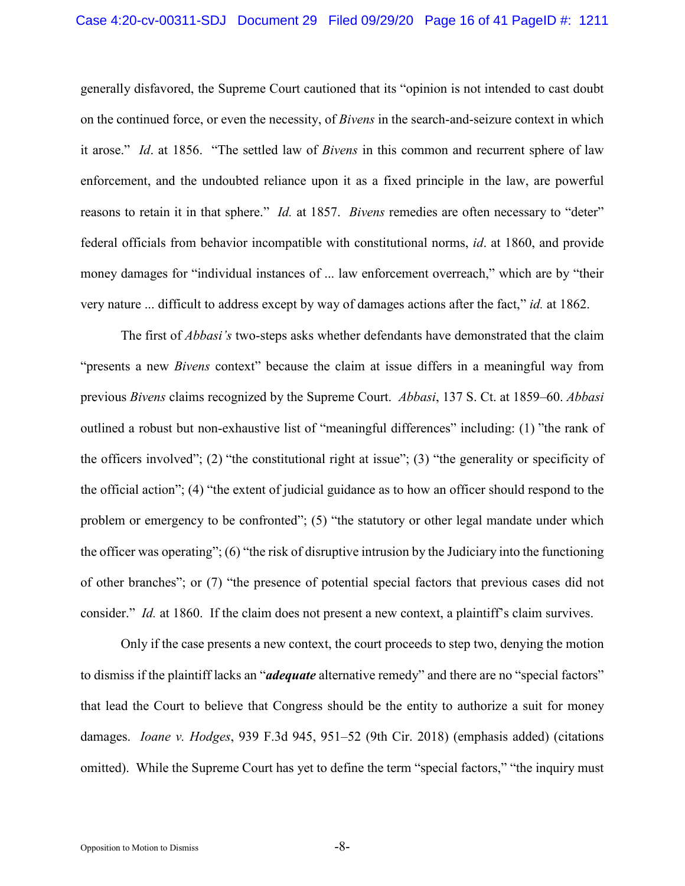generally disfavored, the Supreme Court cautioned that its "opinion is not intended to cast doubt on the continued force, or even the necessity, of *Bivens* in the search-and-seizure context in which it arose." *Id*. at 1856. "The settled law of *Bivens* in this common and recurrent sphere of law enforcement, and the undoubted reliance upon it as a fixed principle in the law, are powerful reasons to retain it in that sphere." *Id.* at 1857. *Bivens* remedies are often necessary to "deter" federal officials from behavior incompatible with constitutional norms, *id*. at 1860, and provide money damages for "individual instances of ... law enforcement overreach," which are by "their very nature ... difficult to address except by way of damages actions after the fact," *id.* at 1862.

The first of *Abbasi's* two-steps asks whether defendants have demonstrated that the claim "presents a new *Bivens* context" because the claim at issue differs in a meaningful way from previous *Bivens* claims recognized by the Supreme Court. *Abbasi*, 137 S. Ct. at 1859–60. *Abbasi* outlined a robust but non-exhaustive list of "meaningful differences" including: (1) "the rank of the officers involved"; (2) "the constitutional right at issue"; (3) "the generality or specificity of the official action"; (4) "the extent of judicial guidance as to how an officer should respond to the problem or emergency to be confronted"; (5) "the statutory or other legal mandate under which the officer was operating"; (6) "the risk of disruptive intrusion by the Judiciary into the functioning of other branches"; or (7) "the presence of potential special factors that previous cases did not consider." *Id.* at 1860. If the claim does not present a new context, a plaintiff's claim survives.

Only if the case presents a new context, the court proceeds to step two, denying the motion to dismiss if the plaintiff lacks an "***adequate*** alternative remedy" and there are no "special factors" that lead the Court to believe that Congress should be the entity to authorize a suit for money damages. *Ioane v. Hodges*, 939 F.3d 945, 951–52 (9th Cir. 2018) (emphasis added) (citations omitted). While the Supreme Court has yet to define the term "special factors," "the inquiry must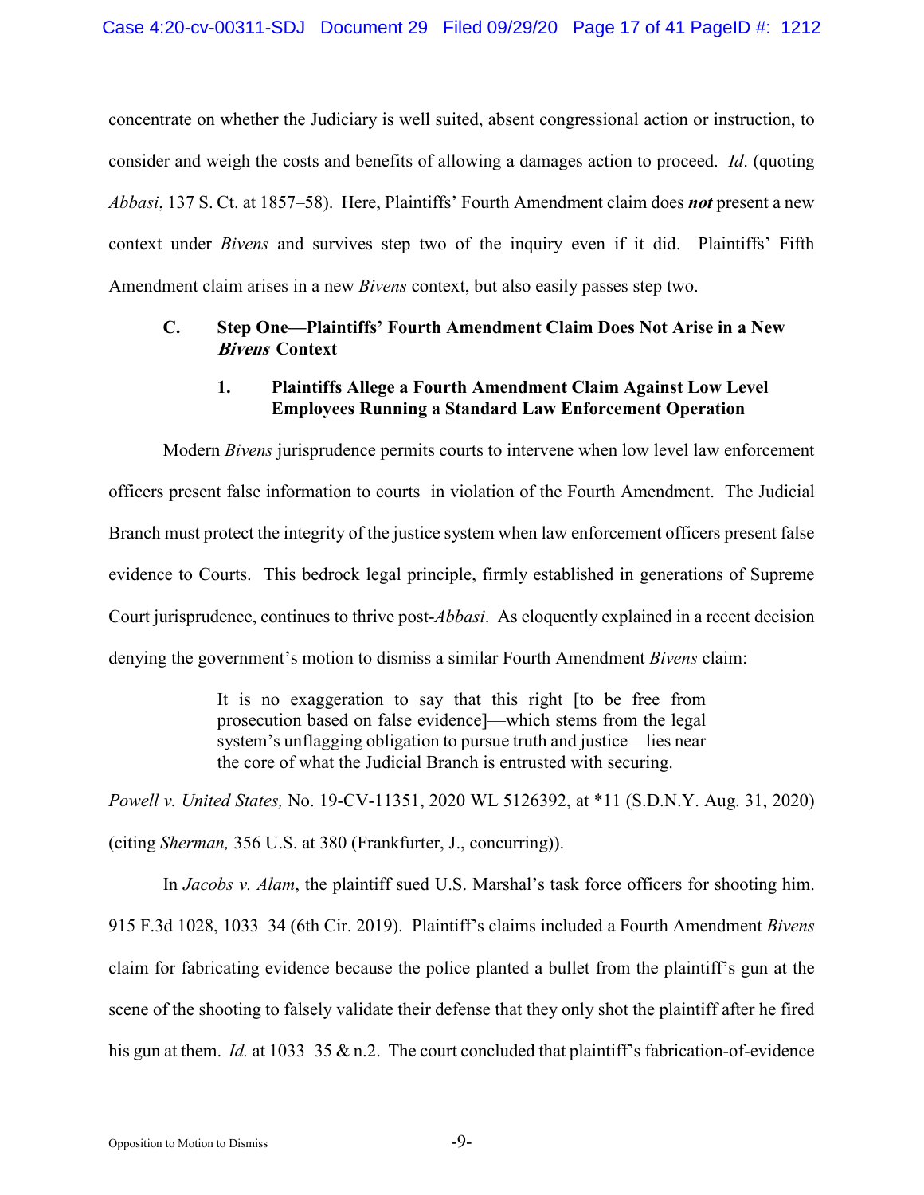concentrate on whether the Judiciary is well suited, absent congressional action or instruction, to consider and weigh the costs and benefits of allowing a damages action to proceed. *Id*. (quoting *Abbasi*, 137 S. Ct. at 1857–58). Here, Plaintiffs' Fourth Amendment claim does ***not*** present a new context under *Bivens* and survives step two of the inquiry even if it did. Plaintiffs' Fifth Amendment claim arises in a new *Bivens* context, but also easily passes step two.

### C. Step One—Plaintiffs' Fourth Amendment Claim Does Not Arise in a New *Bivens* Context

#### 1. Plaintiffs Allege a Fourth Amendment Claim Against Low Level Employees Running a Standard Law Enforcement Operation

Modern *Bivens* jurisprudence permits courts to intervene when low level law enforcement officers present false information to courts in violation of the Fourth Amendment. The Judicial Branch must protect the integrity of the justice system when law enforcement officers present false evidence to Courts. This bedrock legal principle, firmly established in generations of Supreme Court jurisprudence, continues to thrive post-*Abbasi*. As eloquently explained in a recent decision denying the government's motion to dismiss a similar Fourth Amendment *Bivens* claim:

> It is no exaggeration to say that this right [to be free from prosecution based on false evidence]—which stems from the legal system's unflagging obligation to pursue truth and justice—lies near the core of what the Judicial Branch is entrusted with securing.

*Powell v. United States,* No. 19-CV-11351, 2020 WL 5126392, at *11 (S.D.N.Y. Aug. 31, 2020) (citing *Sherman,* 356 U.S. at 380 (Frankfurter, J., concurring)).

In *Jacobs v. Alam*, the plaintiff sued U.S. Marshal's task force officers for shooting him. 915 F.3d 1028, 1033–34 (6th Cir. 2019). Plaintiff's claims included a Fourth Amendment *Bivens* claim for fabricating evidence because the police planted a bullet from the plaintiff's gun at the scene of the shooting to falsely validate their defense that they only shot the plaintiff after he fired his gun at them. *Id.* at 1033–35 & n.2. The court concluded that plaintiff's fabrication-of-evidence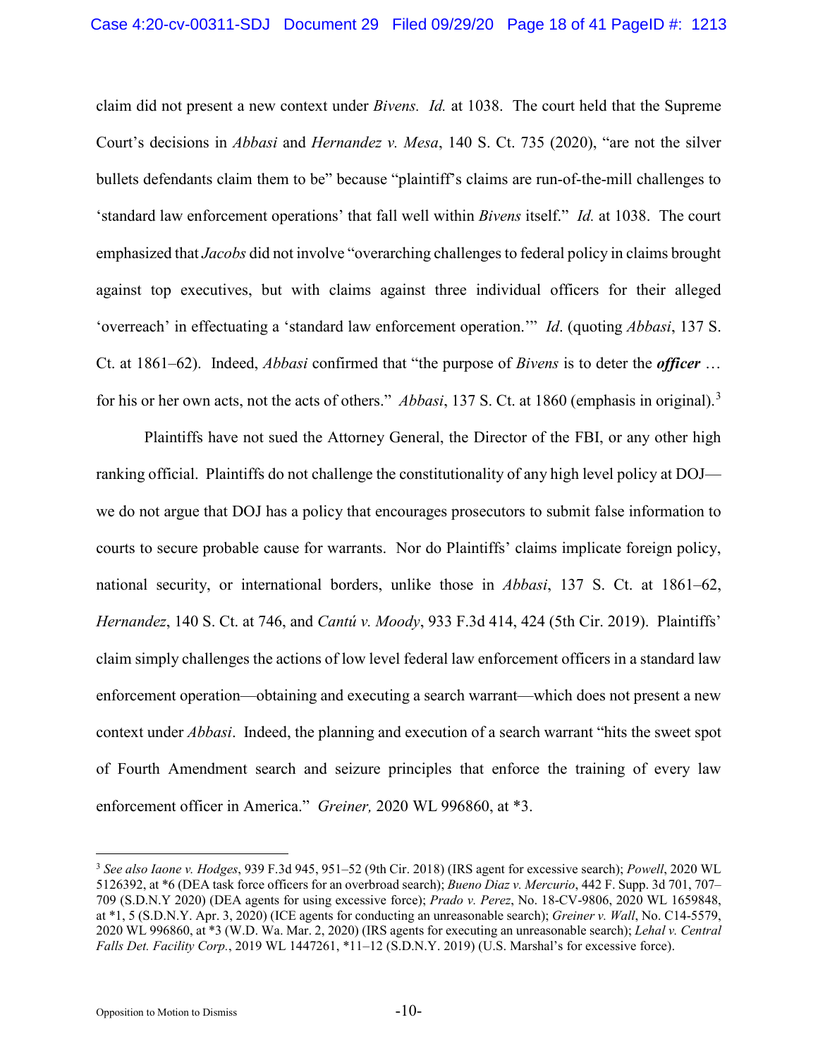claim did not present a new context under *Bivens. Id.* at 1038. The court held that the Supreme Court's decisions in *Abbasi* and *Hernandez v. Mesa*, 140 S. Ct. 735 (2020), "are not the silver bullets defendants claim them to be" because "plaintiff's claims are run-of-the-mill challenges to 'standard law enforcement operations' that fall well within *Bivens* itself." *Id.* at 1038. The court emphasized that *Jacobs* did not involve "overarching challenges to federal policy in claims brought against top executives, but with claims against three individual officers for their alleged 'overreach' in effectuating a 'standard law enforcement operation.'" *Id*. (quoting *Abbasi*, 137 S. Ct. at 1861–62). Indeed, *Abbasi* confirmed that "the purpose of *Bivens* is to deter the ***officer*** … for his or her own acts, not the acts of others." *Abbasi*, 137 S. Ct. at 1860 (emphasis in original).[3]

Plaintiffs have not sued the Attorney General, the Director of the FBI, or any other high ranking official. Plaintiffs do not challenge the constitutionality of any high level policy at DOJ—we do not argue that DOJ has a policy that encourages prosecutors to submit false information to courts to secure probable cause for warrants. Nor do Plaintiffs' claims implicate foreign policy, national security, or international borders, unlike those in *Abbasi*, 137 S. Ct. at 1861–62, *Hernandez*, 140 S. Ct. at 746, and *Cantú v. Moody*, 933 F.3d 414, 424 (5th Cir. 2019). Plaintiffs' claim simply challenges the actions of low level federal law enforcement officers in a standard law enforcement operation—obtaining and executing a search warrant—which does not present a new context under *Abbasi*. Indeed, the planning and execution of a search warrant "hits the sweet spot of Fourth Amendment search and seizure principles that enforce the training of every law enforcement officer in America." *Greiner,* 2020 WL 996860, at *3.

---

[3] *See also Iaone v. Hodges*, 939 F.3d 945, 951–52 (9th Cir. 2018) (IRS agent for excessive search); *Powell*, 2020 WL 5126392, at *6 (DEA task force officers for an overbroad search); *Bueno Diaz v. Mercurio*, 442 F. Supp. 3d 701, 707–709 (S.D.N.Y 2020) (DEA agents for using excessive force); *Prado v. Perez*, No. 18-CV-9806, 2020 WL 1659848, at *1, 5 (S.D.N.Y. Apr. 3, 2020) (ICE agents for conducting an unreasonable search); *Greiner v. Wall*, No. C14-5579, 2020 WL 996860, at *3 (W.D. Wa. Mar. 2, 2020) (IRS agents for executing an unreasonable search); *Lehal v. Central Falls Det. Facility Corp.*, 2019 WL 1447261, *11–12 (S.D.N.Y. 2019) (U.S. Marshal's for excessive force).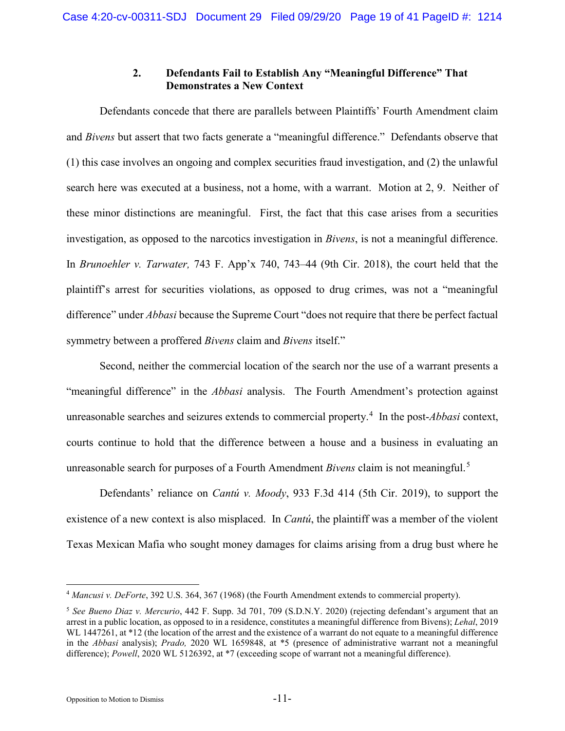### 2. Defendants Fail to Establish Any "Meaningful Difference" That Demonstrates a New Context

Defendants concede that there are parallels between Plaintiffs' Fourth Amendment claim and *Bivens* but assert that two facts generate a "meaningful difference." Defendants observe that (1) this case involves an ongoing and complex securities fraud investigation, and (2) the unlawful search here was executed at a business, not a home, with a warrant. Motion at 2, 9. Neither of these minor distinctions are meaningful. First, the fact that this case arises from a securities investigation, as opposed to the narcotics investigation in *Bivens*, is not a meaningful difference. In *Brunoehler v. Tarwater,* 743 F. App'x 740, 743–44 (9th Cir. 2018), the court held that the plaintiff's arrest for securities violations, as opposed to drug crimes, was not a "meaningful difference" under *Abbasi* because the Supreme Court "does not require that there be perfect factual symmetry between a proffered *Bivens* claim and *Bivens* itself."

Second, neither the commercial location of the search nor the use of a warrant presents a "meaningful difference" in the *Abbasi* analysis. The Fourth Amendment's protection against unreasonable searches and seizures extends to commercial property.[4] In the post-*Abbasi* context, courts continue to hold that the difference between a house and a business in evaluating an unreasonable search for purposes of a Fourth Amendment *Bivens* claim is not meaningful.[5]

Defendants' reliance on *Cantú v. Moody*, 933 F.3d 414 (5th Cir. 2019), to support the existence of a new context is also misplaced. In *Cantú*, the plaintiff was a member of the violent Texas Mexican Mafia who sought money damages for claims arising from a drug bust where he

---

[4] *Mancusi v. DeForte*, 392 U.S. 364, 367 (1968) (the Fourth Amendment extends to commercial property).

[5] *See Bueno Diaz v. Mercurio*, 442 F. Supp. 3d 701, 709 (S.D.N.Y. 2020) (rejecting defendant's argument that an arrest in a public location, as opposed to in a residence, constitutes a meaningful difference from Bivens); *Lehal*, 2019 WL 1447261, at *12 (the location of the arrest and the existence of a warrant do not equate to a meaningful difference in the *Abbasi* analysis); *Prado,* 2020 WL 1659848, at *5 (presence of administrative warrant not a meaningful difference); *Powell*, 2020 WL 5126392, at *7 (exceeding scope of warrant not a meaningful difference).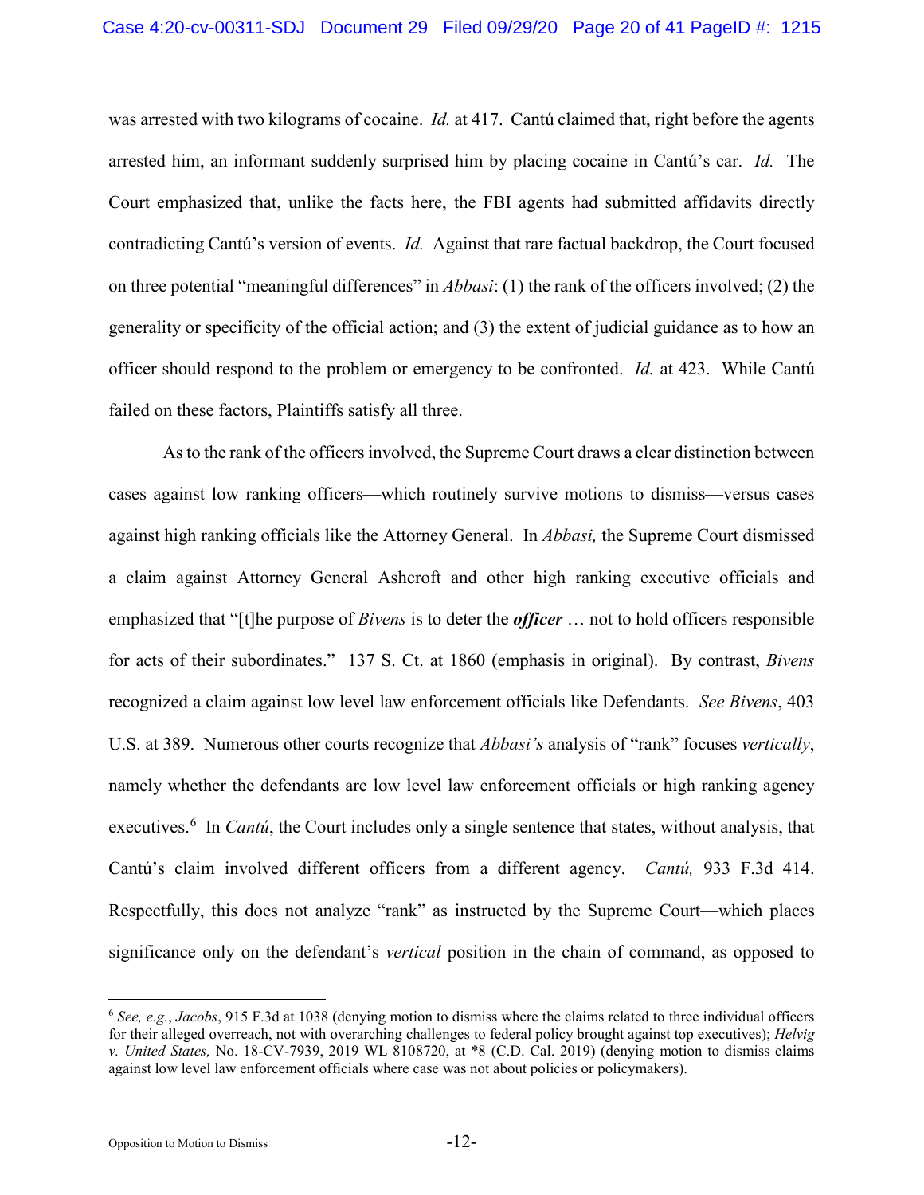was arrested with two kilograms of cocaine. *Id.* at 417. Cantú claimed that, right before the agents arrested him, an informant suddenly surprised him by placing cocaine in Cantú's car. *Id.* The Court emphasized that, unlike the facts here, the FBI agents had submitted affidavits directly contradicting Cantú's version of events. *Id.* Against that rare factual backdrop, the Court focused on three potential "meaningful differences" in *Abbasi*: (1) the rank of the officers involved; (2) the generality or specificity of the official action; and (3) the extent of judicial guidance as to how an officer should respond to the problem or emergency to be confronted. *Id.* at 423. While Cantú failed on these factors, Plaintiffs satisfy all three.

As to the rank of the officers involved, the Supreme Court draws a clear distinction between cases against low ranking officers—which routinely survive motions to dismiss—versus cases against high ranking officials like the Attorney General. In *Abbasi,* the Supreme Court dismissed a claim against Attorney General Ashcroft and other high ranking executive officials and emphasized that "[t]he purpose of *Bivens* is to deter the ***officer*** … not to hold officers responsible for acts of their subordinates." 137 S. Ct. at 1860 (emphasis in original). By contrast, *Bivens* recognized a claim against low level law enforcement officials like Defendants. *See Bivens*, 403 U.S. at 389. Numerous other courts recognize that *Abbasi's* analysis of "rank" focuses *vertically*, namely whether the defendants are low level law enforcement officials or high ranking agency executives.[6] In *Cantú*, the Court includes only a single sentence that states, without analysis, that Cantú's claim involved different officers from a different agency. *Cantú,* 933 F.3d 414. Respectfully, this does not analyze "rank" as instructed by the Supreme Court—which places significance only on the defendant's *vertical* position in the chain of command, as opposed to

---

[6] *See, e.g.*, *Jacobs*, 915 F.3d at 1038 (denying motion to dismiss where the claims related to three individual officers for their alleged overreach, not with overarching challenges to federal policy brought against top executives); *Helvig v. United States,* No. 18-CV-7939, 2019 WL 8108720, at \*8 (C.D. Cal. 2019) (denying motion to dismiss claims against low level law enforcement officials where case was not about policies or policymakers).

Opposition to Motion to Dismiss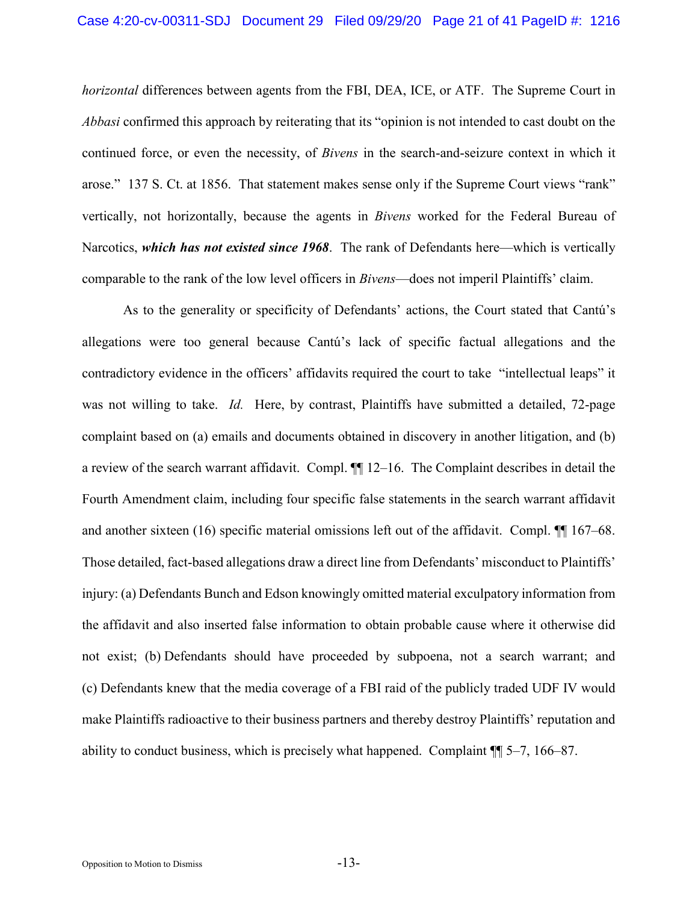*horizontal* differences between agents from the FBI, DEA, ICE, or ATF. The Supreme Court in *Abbasi* confirmed this approach by reiterating that its "opinion is not intended to cast doubt on the continued force, or even the necessity, of *Bivens* in the search-and-seizure context in which it arose." 137 S. Ct. at 1856. That statement makes sense only if the Supreme Court views "rank" vertically, not horizontally, because the agents in *Bivens* worked for the Federal Bureau of Narcotics, ***which has not existed since 1968***. The rank of Defendants here—which is vertically comparable to the rank of the low level officers in *Bivens*—does not imperil Plaintiffs' claim.

As to the generality or specificity of Defendants' actions, the Court stated that Cantú's allegations were too general because Cantú's lack of specific factual allegations and the contradictory evidence in the officers' affidavits required the court to take "intellectual leaps" it was not willing to take. *Id.* Here, by contrast, Plaintiffs have submitted a detailed, 72-page complaint based on (a) emails and documents obtained in discovery in another litigation, and (b) a review of the search warrant affidavit. Compl. ¶¶ 12–16. The Complaint describes in detail the Fourth Amendment claim, including four specific false statements in the search warrant affidavit and another sixteen (16) specific material omissions left out of the affidavit. Compl. ¶¶ 167–68. Those detailed, fact-based allegations draw a direct line from Defendants' misconduct to Plaintiffs' injury: (a) Defendants Bunch and Edson knowingly omitted material exculpatory information from the affidavit and also inserted false information to obtain probable cause where it otherwise did not exist; (b) Defendants should have proceeded by subpoena, not a search warrant; and (c) Defendants knew that the media coverage of a FBI raid of the publicly traded UDF IV would make Plaintiffs radioactive to their business partners and thereby destroy Plaintiffs' reputation and ability to conduct business, which is precisely what happened. Complaint ¶¶ 5–7, 166–87.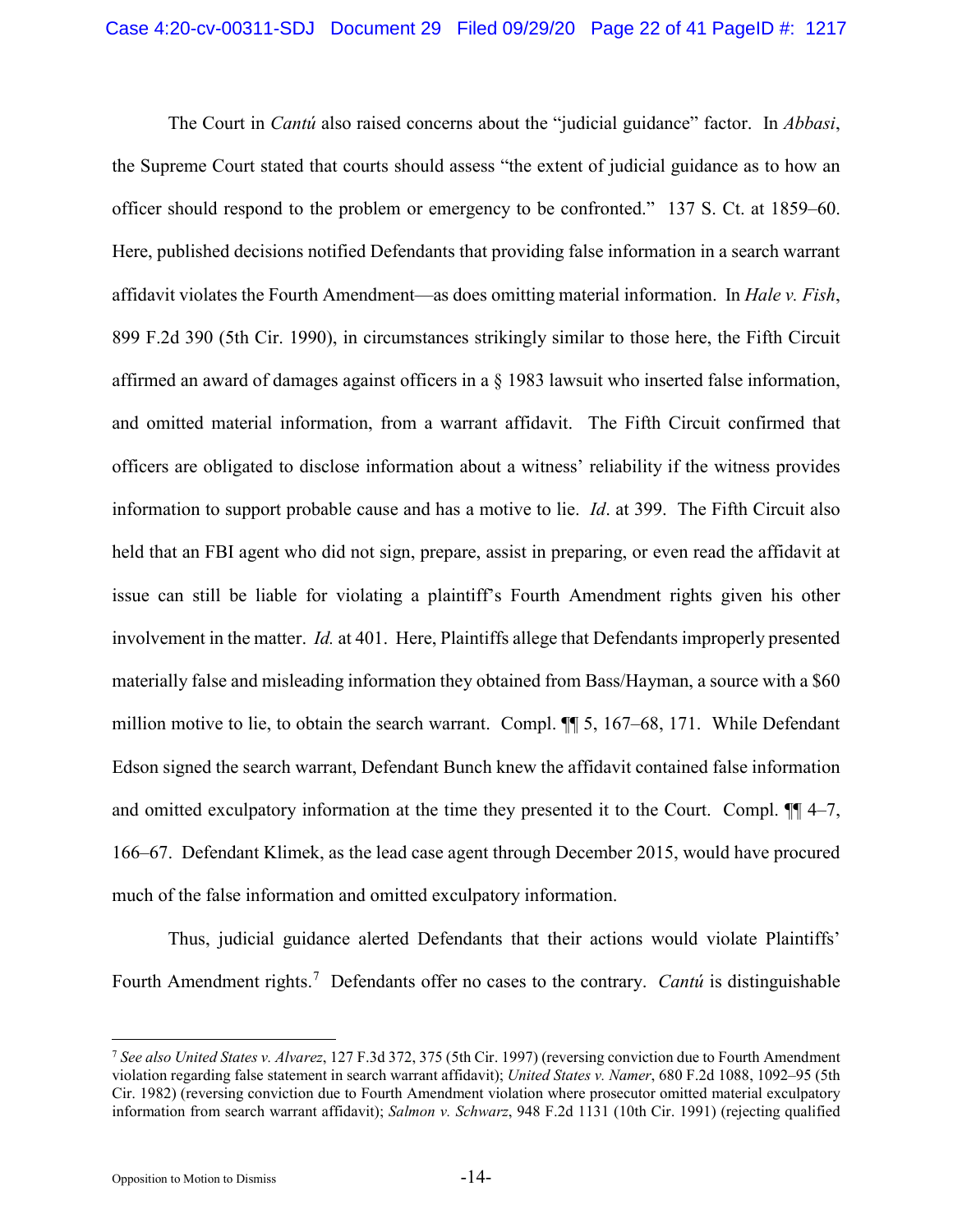The Court in *Cantú* also raised concerns about the "judicial guidance" factor. In *Abbasi*, the Supreme Court stated that courts should assess "the extent of judicial guidance as to how an officer should respond to the problem or emergency to be confronted." 137 S. Ct. at 1859–60. Here, published decisions notified Defendants that providing false information in a search warrant affidavit violates the Fourth Amendment—as does omitting material information. In *Hale v. Fish*, 899 F.2d 390 (5th Cir. 1990), in circumstances strikingly similar to those here, the Fifth Circuit affirmed an award of damages against officers in a § 1983 lawsuit who inserted false information, and omitted material information, from a warrant affidavit. The Fifth Circuit confirmed that officers are obligated to disclose information about a witness' reliability if the witness provides information to support probable cause and has a motive to lie. *Id*. at 399. The Fifth Circuit also held that an FBI agent who did not sign, prepare, assist in preparing, or even read the affidavit at issue can still be liable for violating a plaintiff's Fourth Amendment rights given his other involvement in the matter. *Id.* at 401. Here, Plaintiffs allege that Defendants improperly presented materially false and misleading information they obtained from Bass/Hayman, a source with a $60 million motive to lie, to obtain the search warrant. Compl. ¶¶ 5, 167–68, 171. While Defendant Edson signed the search warrant, Defendant Bunch knew the affidavit contained false information and omitted exculpatory information at the time they presented it to the Court. Compl. ¶¶ 4–7, 166–67. Defendant Klimek, as the lead case agent through December 2015, would have procured much of the false information and omitted exculpatory information.

Thus, judicial guidance alerted Defendants that their actions would violate Plaintiffs' Fourth Amendment rights.[7] Defendants offer no cases to the contrary. *Cantú* is distinguishable

---

[7] *See also United States v. Alvarez*, 127 F.3d 372, 375 (5th Cir. 1997) (reversing conviction due to Fourth Amendment violation regarding false statement in search warrant affidavit); *United States v. Namer*, 680 F.2d 1088, 1092–95 (5th Cir. 1982) (reversing conviction due to Fourth Amendment violation where prosecutor omitted material exculpatory information from search warrant affidavit); *Salmon v. Schwarz*, 948 F.2d 1131 (10th Cir. 1991) (rejecting qualified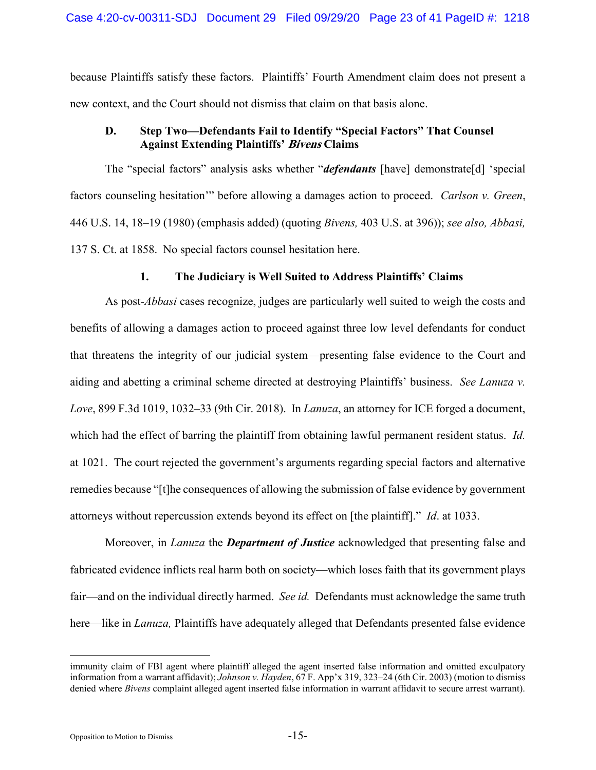because Plaintiffs satisfy these factors. Plaintiffs' Fourth Amendment claim does not present a new context, and the Court should not dismiss that claim on that basis alone.

### D. Step Two—Defendants Fail to Identify "Special Factors" That Counsel Against Extending Plaintiffs' *Bivens* Claims

The "special factors" analysis asks whether "***defendants*** [have] demonstrate[d] 'special factors counseling hesitation'" before allowing a damages action to proceed. *Carlson v. Green*, 446 U.S. 14, 18–19 (1980) (emphasis added) (quoting *Bivens,* 403 U.S. at 396)); *see also, Abbasi,* 137 S. Ct. at 1858. No special factors counsel hesitation here.

#### 1. The Judiciary is Well Suited to Address Plaintiffs' Claims

As post-*Abbasi* cases recognize, judges are particularly well suited to weigh the costs and benefits of allowing a damages action to proceed against three low level defendants for conduct that threatens the integrity of our judicial system—presenting false evidence to the Court and aiding and abetting a criminal scheme directed at destroying Plaintiffs' business. *See Lanuza v. Love*, 899 F.3d 1019, 1032–33 (9th Cir. 2018). In *Lanuza*, an attorney for ICE forged a document, which had the effect of barring the plaintiff from obtaining lawful permanent resident status. *Id.* at 1021. The court rejected the government's arguments regarding special factors and alternative remedies because "[t]he consequences of allowing the submission of false evidence by government attorneys without repercussion extends beyond its effect on [the plaintiff]." *Id*. at 1033.

Moreover, in *Lanuza* the ***Department of Justice*** acknowledged that presenting false and fabricated evidence inflicts real harm both on society—which loses faith that its government plays fair—and on the individual directly harmed. *See id.* Defendants must acknowledge the same truth here—like in *Lanuza,* Plaintiffs have adequately alleged that Defendants presented false evidence

---

immunity claim of FBI agent where plaintiff alleged the agent inserted false information and omitted exculpatory information from a warrant affidavit); *Johnson v. Hayden*, 67 F. App'x 319, 323–24 (6th Cir. 2003) (motion to dismiss denied where *Bivens* complaint alleged agent inserted false information in warrant affidavit to secure arrest warrant).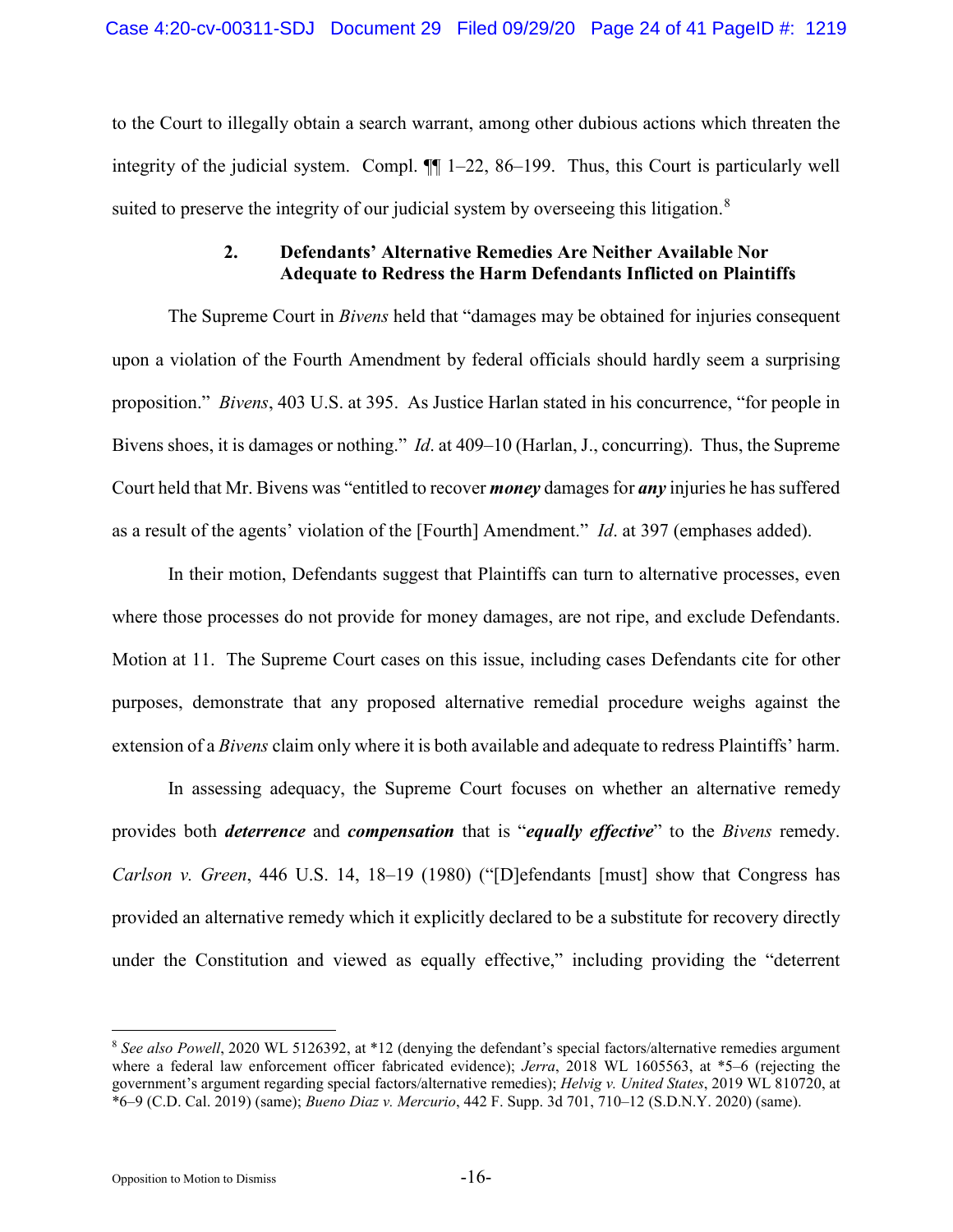to the Court to illegally obtain a search warrant, among other dubious actions which threaten the integrity of the judicial system. Compl. ¶¶ 1–22, 86–199. Thus, this Court is particularly well suited to preserve the integrity of our judicial system by overseeing this litigation.[8]

### 2. Defendants' Alternative Remedies Are Neither Available Nor Adequate to Redress the Harm Defendants Inflicted on Plaintiffs

The Supreme Court in *Bivens* held that "damages may be obtained for injuries consequent upon a violation of the Fourth Amendment by federal officials should hardly seem a surprising proposition." *Bivens*, 403 U.S. at 395. As Justice Harlan stated in his concurrence, "for people in Bivens shoes, it is damages or nothing." *Id*. at 409–10 (Harlan, J., concurring). Thus, the Supreme Court held that Mr. Bivens was "entitled to recover ***money*** damages for ***any*** injuries he has suffered as a result of the agents' violation of the [Fourth] Amendment." *Id*. at 397 (emphases added).

In their motion, Defendants suggest that Plaintiffs can turn to alternative processes, even where those processes do not provide for money damages, are not ripe, and exclude Defendants. Motion at 11. The Supreme Court cases on this issue, including cases Defendants cite for other purposes, demonstrate that any proposed alternative remedial procedure weighs against the extension of a *Bivens* claim only where it is both available and adequate to redress Plaintiffs' harm.

In assessing adequacy, the Supreme Court focuses on whether an alternative remedy provides both ***deterrence*** and ***compensation*** that is "***equally effective***" to the *Bivens* remedy. *Carlson v. Green*, 446 U.S. 14, 18–19 (1980) ("[D]efendants [must] show that Congress has provided an alternative remedy which it explicitly declared to be a substitute for recovery directly under the Constitution and viewed as equally effective," including providing the "deterrent

---

[8] *See also Powell*, 2020 WL 5126392, at *12 (denying the defendant's special factors/alternative remedies argument where a federal law enforcement officer fabricated evidence); *Jerra*, 2018 WL 1605563, at *5–6 (rejecting the government's argument regarding special factors/alternative remedies); *Helvig v. United States*, 2019 WL 810720, at *6–9 (C.D. Cal. 2019) (same); *Bueno Diaz v. Mercurio*, 442 F. Supp. 3d 701, 710–12 (S.D.N.Y. 2020) (same).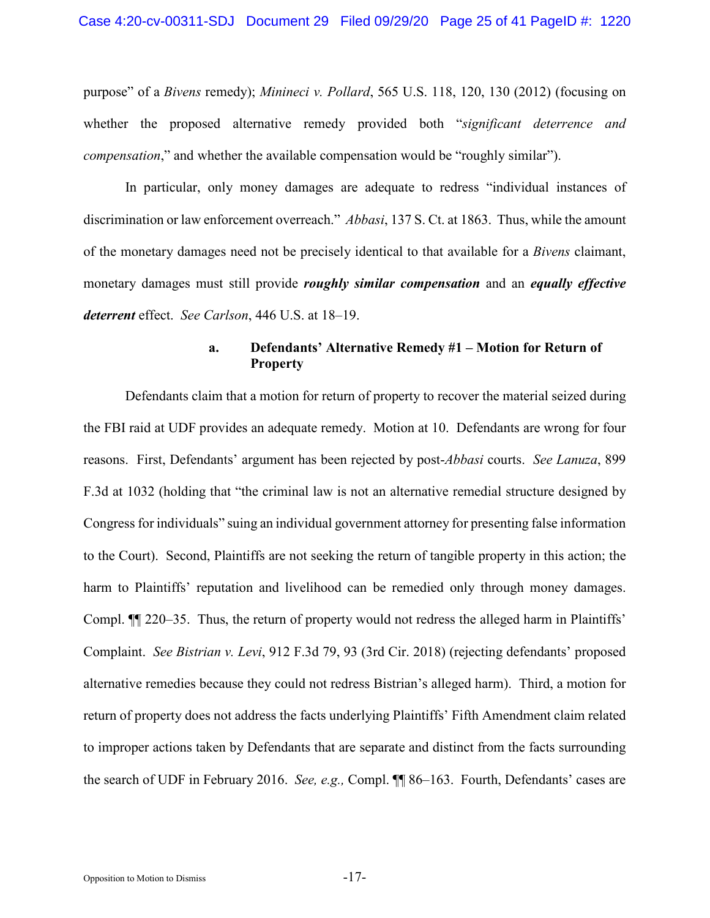purpose" of a *Bivens* remedy); *Minineci v. Pollard*, 565 U.S. 118, 120, 130 (2012) (focusing on whether the proposed alternative remedy provided both "*significant deterrence and compensation*," and whether the available compensation would be "roughly similar").

In particular, only money damages are adequate to redress "individual instances of discrimination or law enforcement overreach." *Abbasi*, 137 S. Ct. at 1863. Thus, while the amount of the monetary damages need not be precisely identical to that available for a *Bivens* claimant, monetary damages must still provide ***roughly similar compensation*** and an ***equally effective deterrent*** effect. *See Carlson*, 446 U.S. at 18–19.

#### a. Defendants' Alternative Remedy #1 – Motion for Return of Property

Defendants claim that a motion for return of property to recover the material seized during the FBI raid at UDF provides an adequate remedy. Motion at 10. Defendants are wrong for four reasons. First, Defendants' argument has been rejected by post-*Abbasi* courts. *See Lanuza*, 899 F.3d at 1032 (holding that "the criminal law is not an alternative remedial structure designed by Congress for individuals" suing an individual government attorney for presenting false information to the Court). Second, Plaintiffs are not seeking the return of tangible property in this action; the harm to Plaintiffs' reputation and livelihood can be remedied only through money damages. Compl. ¶¶ 220–35. Thus, the return of property would not redress the alleged harm in Plaintiffs' Complaint. *See Bistrian v. Levi*, 912 F.3d 79, 93 (3rd Cir. 2018) (rejecting defendants' proposed alternative remedies because they could not redress Bistrian's alleged harm). Third, a motion for return of property does not address the facts underlying Plaintiffs' Fifth Amendment claim related to improper actions taken by Defendants that are separate and distinct from the facts surrounding the search of UDF in February 2016. *See, e.g.,* Compl. ¶¶ 86–163. Fourth, Defendants' cases are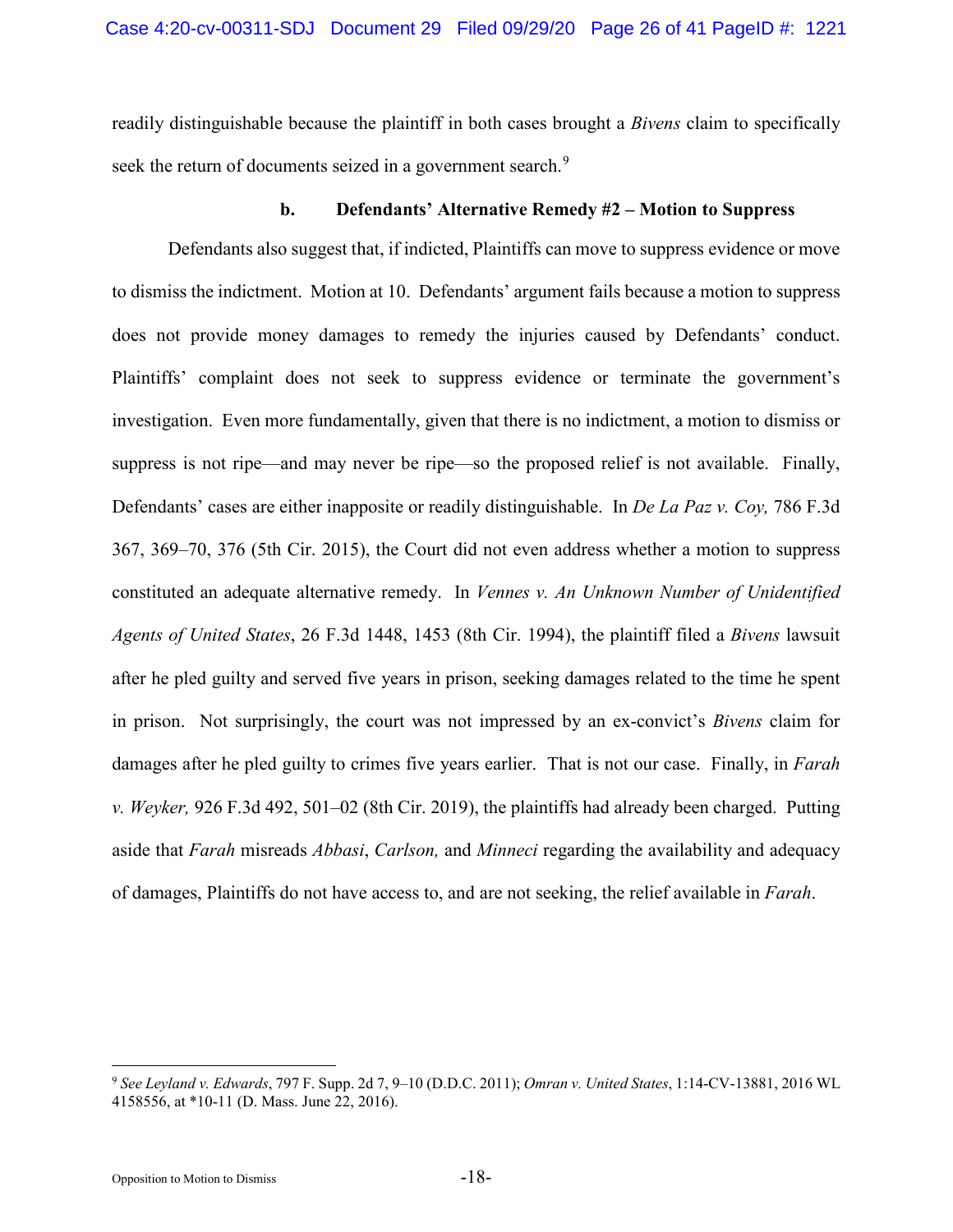readily distinguishable because the plaintiff in both cases brought a *Bivens* claim to specifically seek the return of documents seized in a government search.[9]

#### b. Defendants' Alternative Remedy #2 – Motion to Suppress

Defendants also suggest that, if indicted, Plaintiffs can move to suppress evidence or move to dismiss the indictment. Motion at 10. Defendants' argument fails because a motion to suppress does not provide money damages to remedy the injuries caused by Defendants' conduct. Plaintiffs' complaint does not seek to suppress evidence or terminate the government's investigation. Even more fundamentally, given that there is no indictment, a motion to dismiss or suppress is not ripe—and may never be ripe—so the proposed relief is not available. Finally, Defendants' cases are either inapposite or readily distinguishable. In *De La Paz v. Coy,* 786 F.3d 367, 369–70, 376 (5th Cir. 2015), the Court did not even address whether a motion to suppress constituted an adequate alternative remedy. In *Vennes v. An Unknown Number of Unidentified Agents of United States*, 26 F.3d 1448, 1453 (8th Cir. 1994), the plaintiff filed a *Bivens* lawsuit after he pled guilty and served five years in prison, seeking damages related to the time he spent in prison. Not surprisingly, the court was not impressed by an ex-convict's *Bivens* claim for damages after he pled guilty to crimes five years earlier. That is not our case. Finally, in *Farah v. Weyker,* 926 F.3d 492, 501–02 (8th Cir. 2019), the plaintiffs had already been charged. Putting aside that *Farah* misreads *Abbasi*, *Carlson,* and *Minneci* regarding the availability and adequacy of damages, Plaintiffs do not have access to, and are not seeking, the relief available in *Farah*.

---

[9] *See Leyland v. Edwards*, 797 F. Supp. 2d 7, 9–10 (D.D.C. 2011); *Omran v. United States*, 1:14-CV-13881, 2016 WL 4158556, at *10-11 (D. Mass. June 22, 2016).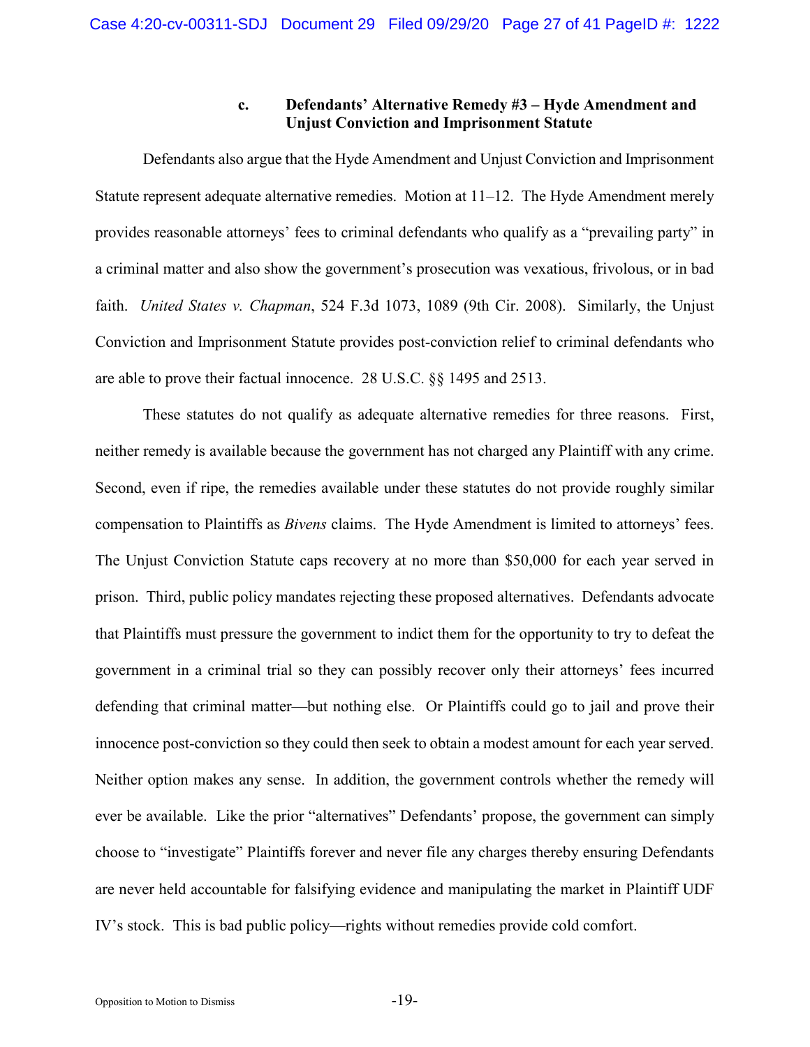#### c. Defendants' Alternative Remedy #3 – Hyde Amendment and Unjust Conviction and Imprisonment Statute

Defendants also argue that the Hyde Amendment and Unjust Conviction and Imprisonment Statute represent adequate alternative remedies. Motion at 11–12. The Hyde Amendment merely provides reasonable attorneys' fees to criminal defendants who qualify as a "prevailing party" in a criminal matter and also show the government's prosecution was vexatious, frivolous, or in bad faith. *United States v. Chapman*, 524 F.3d 1073, 1089 (9th Cir. 2008). Similarly, the Unjust Conviction and Imprisonment Statute provides post-conviction relief to criminal defendants who are able to prove their factual innocence. 28 U.S.C. §§ 1495 and 2513.

These statutes do not qualify as adequate alternative remedies for three reasons. First, neither remedy is available because the government has not charged any Plaintiff with any crime. Second, even if ripe, the remedies available under these statutes do not provide roughly similar compensation to Plaintiffs as *Bivens* claims. The Hyde Amendment is limited to attorneys' fees. The Unjust Conviction Statute caps recovery at no more than $50,000 for each year served in prison. Third, public policy mandates rejecting these proposed alternatives. Defendants advocate that Plaintiffs must pressure the government to indict them for the opportunity to try to defeat the government in a criminal trial so they can possibly recover only their attorneys' fees incurred defending that criminal matter—but nothing else. Or Plaintiffs could go to jail and prove their innocence post-conviction so they could then seek to obtain a modest amount for each year served. Neither option makes any sense. In addition, the government controls whether the remedy will ever be available. Like the prior "alternatives" Defendants' propose, the government can simply choose to "investigate" Plaintiffs forever and never file any charges thereby ensuring Defendants are never held accountable for falsifying evidence and manipulating the market in Plaintiff UDF IV's stock. This is bad public policy—rights without remedies provide cold comfort.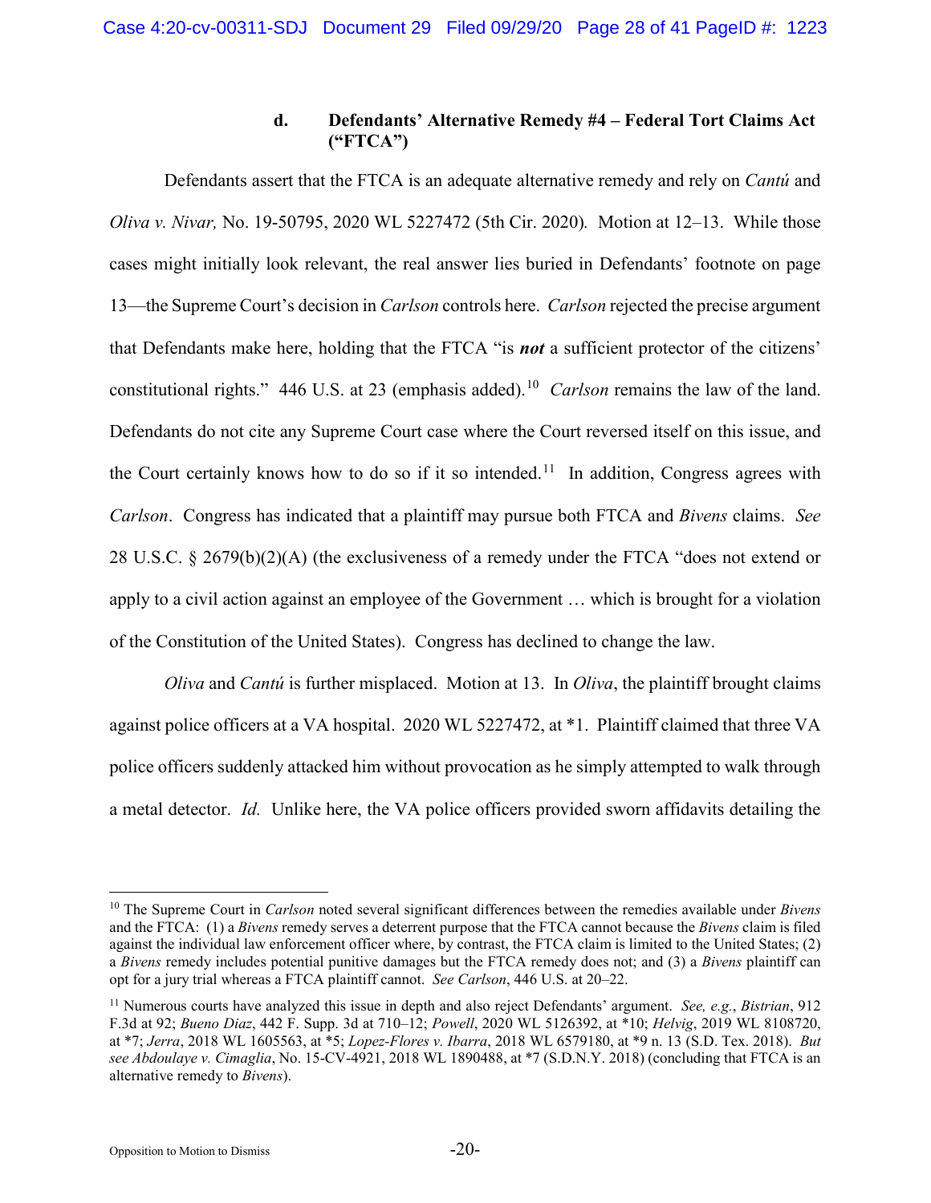### d. Defendants' Alternative Remedy #4 – Federal Tort Claims Act ("FTCA")

Defendants assert that the FTCA is an adequate alternative remedy and rely on *Cantú* and *Oliva v. Nivar,* No. 19-50795, 2020 WL 5227472 (5th Cir. 2020)*.* Motion at 12–13. While those cases might initially look relevant, the real answer lies buried in Defendants' footnote on page 13—the Supreme Court's decision in *Carlson* controls here. *Carlson* rejected the precise argument that Defendants make here, holding that the FTCA "is ***not*** a sufficient protector of the citizens' constitutional rights." 446 U.S. at 23 (emphasis added).[10] *Carlson* remains the law of the land. Defendants do not cite any Supreme Court case where the Court reversed itself on this issue, and the Court certainly knows how to do so if it so intended.[11] In addition, Congress agrees with *Carlson*. Congress has indicated that a plaintiff may pursue both FTCA and *Bivens* claims. *See* 28 U.S.C. § 2679(b)(2)(A) (the exclusiveness of a remedy under the FTCA "does not extend or apply to a civil action against an employee of the Government … which is brought for a violation of the Constitution of the United States). Congress has declined to change the law.

*Oliva* and *Cantú* is further misplaced. Motion at 13. In *Oliva*, the plaintiff brought claims against police officers at a VA hospital. 2020 WL 5227472, at \*1. Plaintiff claimed that three VA police officers suddenly attacked him without provocation as he simply attempted to walk through a metal detector. *Id.* Unlike here, the VA police officers provided sworn affidavits detailing the

---

[10] The Supreme Court in *Carlson* noted several significant differences between the remedies available under *Bivens* and the FTCA: (1) a *Bivens* remedy serves a deterrent purpose that the FTCA cannot because the *Bivens* claim is filed against the individual law enforcement officer where, by contrast, the FTCA claim is limited to the United States; (2) a *Bivens* remedy includes potential punitive damages but the FTCA remedy does not; and (3) a *Bivens* plaintiff can opt for a jury trial whereas a FTCA plaintiff cannot. *See Carlson*, 446 U.S. at 20–22.

[11] Numerous courts have analyzed this issue in depth and also reject Defendants' argument. *See, e.g.*, *Bistrian*, 912 F.3d at 92; *Bueno Diaz*, 442 F. Supp. 3d at 710–12; *Powell*, 2020 WL 5126392, at \*10; *Helvig*, 2019 WL 8108720, at \*7; *Jerra*, 2018 WL 1605563, at \*5; *Lopez-Flores v. Ibarra*, 2018 WL 6579180, at \*9 n. 13 (S.D. Tex. 2018). *But see Abdoulaye v. Cimaglia*, No. 15-CV-4921, 2018 WL 1890488, at \*7 (S.D.N.Y. 2018) (concluding that FTCA is an alternative remedy to *Bivens*).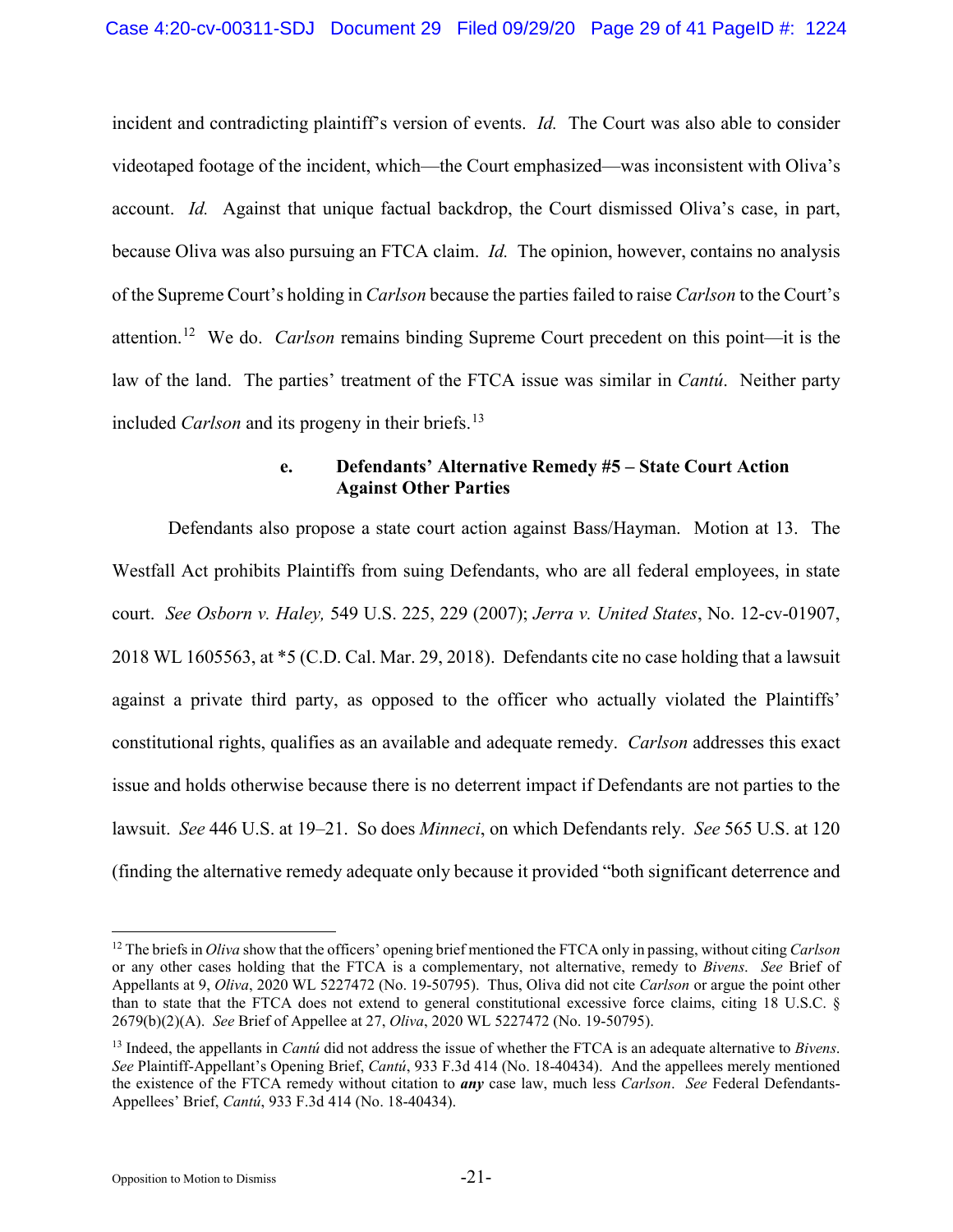incident and contradicting plaintiff's version of events. *Id.* The Court was also able to consider videotaped footage of the incident, which—the Court emphasized—was inconsistent with Oliva's account. *Id.* Against that unique factual backdrop, the Court dismissed Oliva's case, in part, because Oliva was also pursuing an FTCA claim. *Id.* The opinion, however, contains no analysis of the Supreme Court's holding in *Carlson* because the parties failed to raise *Carlson* to the Court's attention.[12] We do. *Carlson* remains binding Supreme Court precedent on this point—it is the law of the land. The parties' treatment of the FTCA issue was similar in *Cantú*. Neither party included *Carlson* and its progeny in their briefs.[13]

#### e. Defendants' Alternative Remedy #5 – State Court Action Against Other Parties

Defendants also propose a state court action against Bass/Hayman. Motion at 13. The Westfall Act prohibits Plaintiffs from suing Defendants, who are all federal employees, in state court. *See Osborn v. Haley,* 549 U.S. 225, 229 (2007); *Jerra v. United States*, No. 12-cv-01907, 2018 WL 1605563, at *5 (C.D. Cal. Mar. 29, 2018). Defendants cite no case holding that a lawsuit against a private third party, as opposed to the officer who actually violated the Plaintiffs' constitutional rights, qualifies as an available and adequate remedy. *Carlson* addresses this exact issue and holds otherwise because there is no deterrent impact if Defendants are not parties to the lawsuit. *See* 446 U.S. at 19–21. So does *Minneci*, on which Defendants rely. *See* 565 U.S. at 120 (finding the alternative remedy adequate only because it provided "both significant deterrence and

---

[12] The briefs in *Oliva* show that the officers' opening brief mentioned the FTCA only in passing, without citing *Carlson* or any other cases holding that the FTCA is a complementary, not alternative, remedy to *Bivens*. *See* Brief of Appellants at 9, *Oliva*, 2020 WL 5227472 (No. 19-50795). Thus, Oliva did not cite *Carlson* or argue the point other than to state that the FTCA does not extend to general constitutional excessive force claims, citing 18 U.S.C. § 2679(b)(2)(A). *See* Brief of Appellee at 27, *Oliva*, 2020 WL 5227472 (No. 19-50795).

[13] Indeed, the appellants in *Cantú* did not address the issue of whether the FTCA is an adequate alternative to *Bivens*. *See* Plaintiff-Appellant's Opening Brief, *Cantú*, 933 F.3d 414 (No. 18-40434). And the appellees merely mentioned the existence of the FTCA remedy without citation to ***any*** case law, much less *Carlson*. *See* Federal Defendants-Appellees' Brief, *Cantú*, 933 F.3d 414 (No. 18-40434).

Opposition to Motion to Dismiss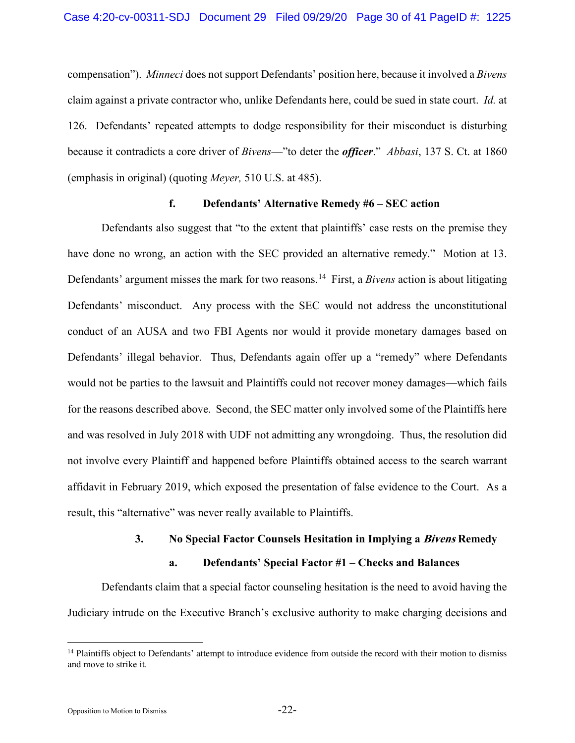compensation"). *Minneci* does not support Defendants' position here, because it involved a *Bivens* claim against a private contractor who, unlike Defendants here, could be sued in state court. *Id.* at 126. Defendants' repeated attempts to dodge responsibility for their misconduct is disturbing because it contradicts a core driver of *Bivens*—"to deter the ***officer***." *Abbasi*, 137 S. Ct. at 1860 (emphasis in original) (quoting *Meyer,* 510 U.S. at 485).

**f. Defendants' Alternative Remedy #6 – SEC action**

Defendants also suggest that "to the extent that plaintiffs' case rests on the premise they have done no wrong, an action with the SEC provided an alternative remedy." Motion at 13. Defendants' argument misses the mark for two reasons.[14] First, a *Bivens* action is about litigating Defendants' misconduct. Any process with the SEC would not address the unconstitutional conduct of an AUSA and two FBI Agents nor would it provide monetary damages based on Defendants' illegal behavior. Thus, Defendants again offer up a "remedy" where Defendants would not be parties to the lawsuit and Plaintiffs could not recover money damages—which fails for the reasons described above. Second, the SEC matter only involved some of the Plaintiffs here and was resolved in July 2018 with UDF not admitting any wrongdoing. Thus, the resolution did not involve every Plaintiff and happened before Plaintiffs obtained access to the search warrant affidavit in February 2019, which exposed the presentation of false evidence to the Court. As a result, this "alternative" was never really available to Plaintiffs.

**3. No Special Factor Counsels Hesitation in Implying a *Bivens* Remedy**

**a. Defendants' Special Factor #1 – Checks and Balances**

Defendants claim that a special factor counseling hesitation is the need to avoid having the Judiciary intrude on the Executive Branch's exclusive authority to make charging decisions and

[14] Plaintiffs object to Defendants' attempt to introduce evidence from outside the record with their motion to dismiss and move to strike it.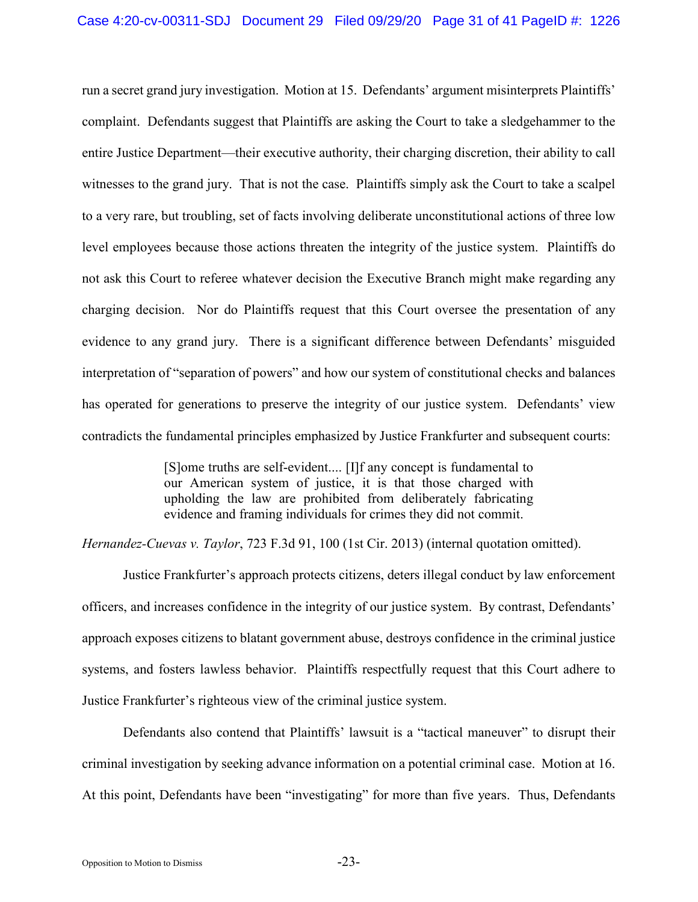run a secret grand jury investigation. Motion at 15. Defendants' argument misinterprets Plaintiffs' complaint. Defendants suggest that Plaintiffs are asking the Court to take a sledgehammer to the entire Justice Department—their executive authority, their charging discretion, their ability to call witnesses to the grand jury. That is not the case. Plaintiffs simply ask the Court to take a scalpel to a very rare, but troubling, set of facts involving deliberate unconstitutional actions of three low level employees because those actions threaten the integrity of the justice system. Plaintiffs do not ask this Court to referee whatever decision the Executive Branch might make regarding any charging decision. Nor do Plaintiffs request that this Court oversee the presentation of any evidence to any grand jury. There is a significant difference between Defendants' misguided interpretation of "separation of powers" and how our system of constitutional checks and balances has operated for generations to preserve the integrity of our justice system. Defendants' view contradicts the fundamental principles emphasized by Justice Frankfurter and subsequent courts:

> [S]ome truths are self-evident.... [I]f any concept is fundamental to our American system of justice, it is that those charged with upholding the law are prohibited from deliberately fabricating evidence and framing individuals for crimes they did not commit.

*Hernandez-Cuevas v. Taylor*, 723 F.3d 91, 100 (1st Cir. 2013) (internal quotation omitted).

Justice Frankfurter's approach protects citizens, deters illegal conduct by law enforcement officers, and increases confidence in the integrity of our justice system. By contrast, Defendants' approach exposes citizens to blatant government abuse, destroys confidence in the criminal justice systems, and fosters lawless behavior. Plaintiffs respectfully request that this Court adhere to Justice Frankfurter's righteous view of the criminal justice system.

Defendants also contend that Plaintiffs' lawsuit is a "tactical maneuver" to disrupt their criminal investigation by seeking advance information on a potential criminal case. Motion at 16. At this point, Defendants have been "investigating" for more than five years. Thus, Defendants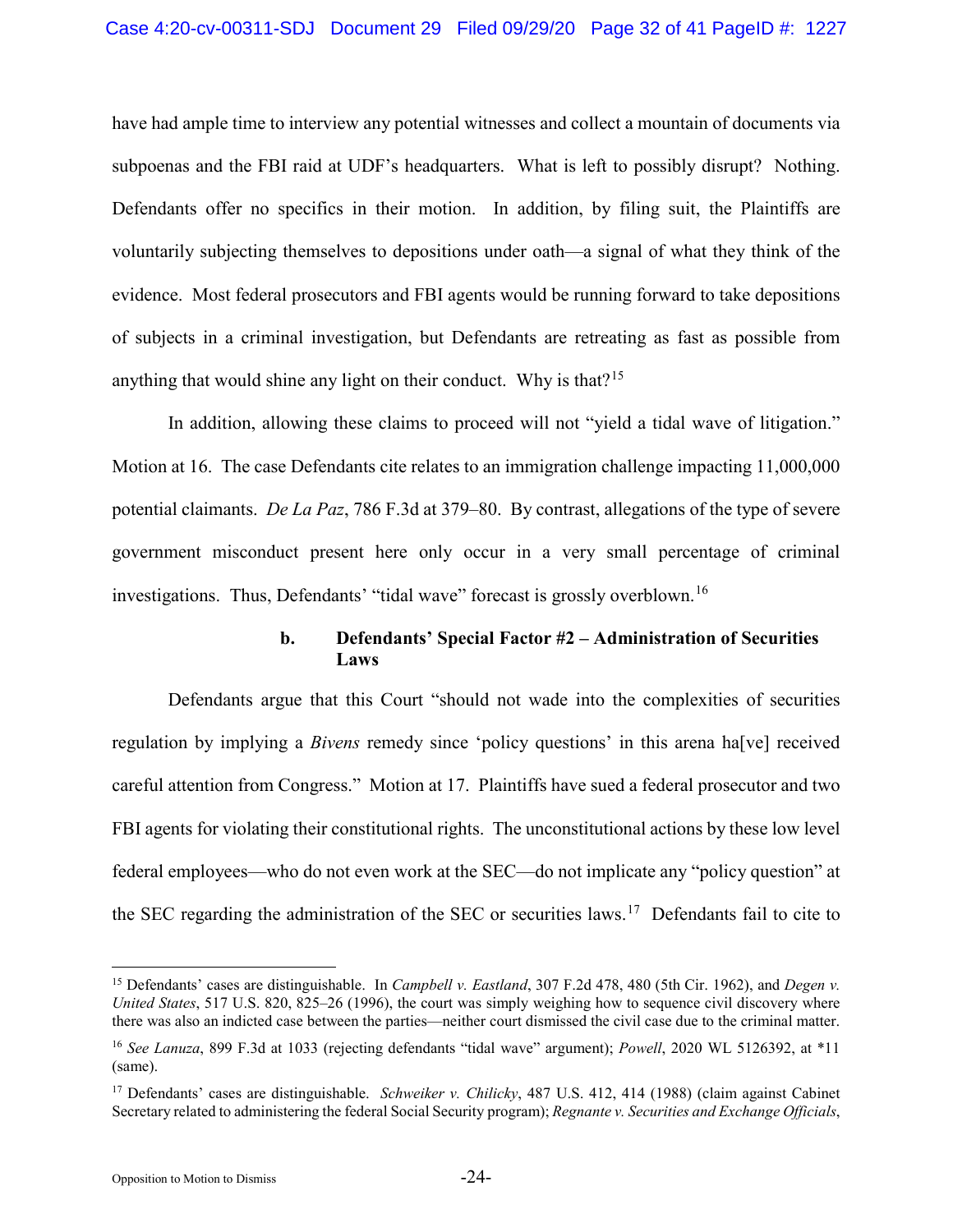have had ample time to interview any potential witnesses and collect a mountain of documents via subpoenas and the FBI raid at UDF's headquarters. What is left to possibly disrupt? Nothing. Defendants offer no specifics in their motion. In addition, by filing suit, the Plaintiffs are voluntarily subjecting themselves to depositions under oath—a signal of what they think of the evidence. Most federal prosecutors and FBI agents would be running forward to take depositions of subjects in a criminal investigation, but Defendants are retreating as fast as possible from anything that would shine any light on their conduct. Why is that?[15]

In addition, allowing these claims to proceed will not "yield a tidal wave of litigation." Motion at 16. The case Defendants cite relates to an immigration challenge impacting 11,000,000 potential claimants. *De La Paz*, 786 F.3d at 379–80. By contrast, allegations of the type of severe government misconduct present here only occur in a very small percentage of criminal investigations. Thus, Defendants' "tidal wave" forecast is grossly overblown.[16]

**b. Defendants' Special Factor #2 – Administration of Securities Laws**

Defendants argue that this Court "should not wade into the complexities of securities regulation by implying a *Bivens* remedy since 'policy questions' in this arena ha[ve] received careful attention from Congress." Motion at 17. Plaintiffs have sued a federal prosecutor and two FBI agents for violating their constitutional rights. The unconstitutional actions by these low level federal employees—who do not even work at the SEC—do not implicate any "policy question" at the SEC regarding the administration of the SEC or securities laws.[17] Defendants fail to cite to

---

[15] Defendants' cases are distinguishable. In *Campbell v. Eastland*, 307 F.2d 478, 480 (5th Cir. 1962), and *Degen v. United States*, 517 U.S. 820, 825–26 (1996), the court was simply weighing how to sequence civil discovery where there was also an indicted case between the parties—neither court dismissed the civil case due to the criminal matter.

[16] *See Lanuza*, 899 F.3d at 1033 (rejecting defendants "tidal wave" argument); *Powell*, 2020 WL 5126392, at *11 (same).

[17] Defendants' cases are distinguishable. *Schweiker v. Chilicky*, 487 U.S. 412, 414 (1988) (claim against Cabinet Secretary related to administering the federal Social Security program); *Regnante v. Securities and Exchange Officials*,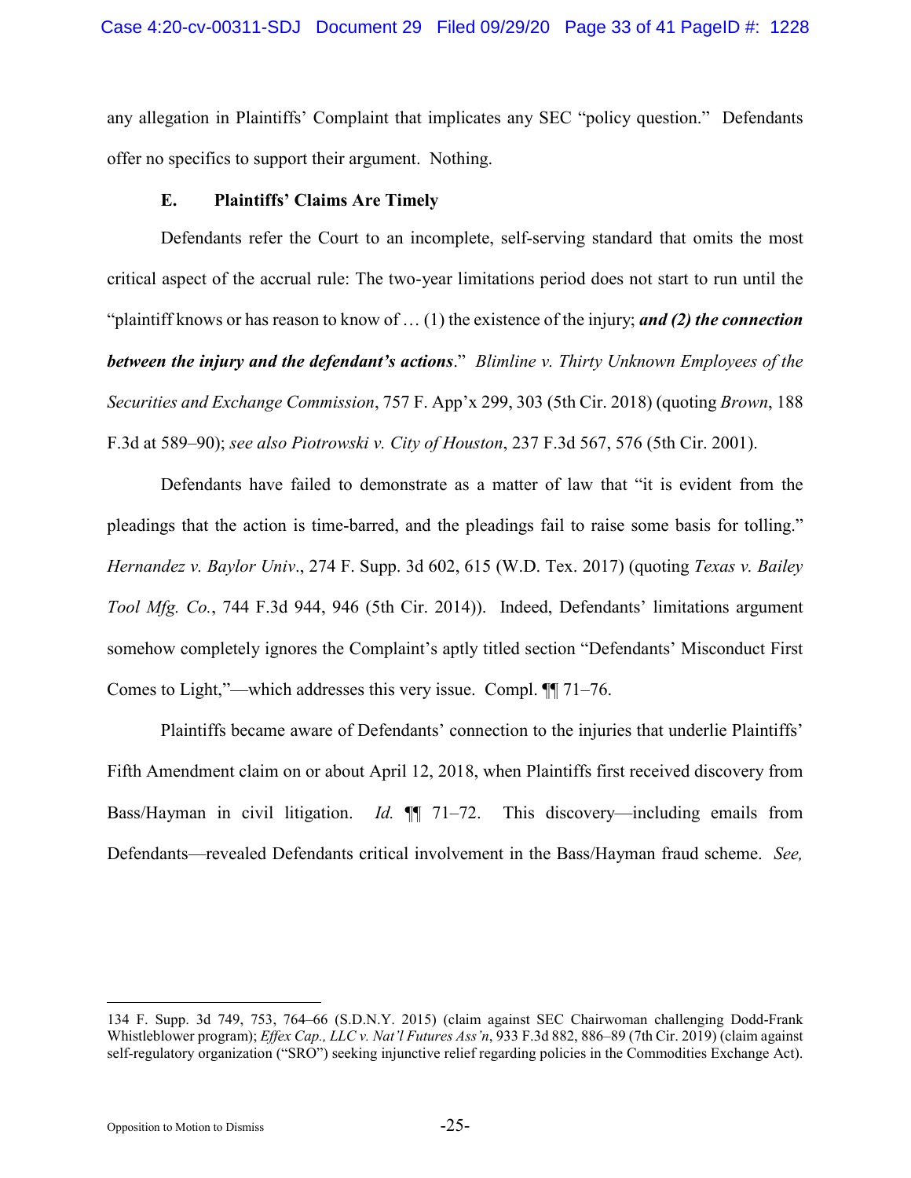any allegation in Plaintiffs' Complaint that implicates any SEC "policy question." Defendants offer no specifics to support their argument. Nothing.

### E. Plaintiffs' Claims Are Timely

Defendants refer the Court to an incomplete, self-serving standard that omits the most critical aspect of the accrual rule: The two-year limitations period does not start to run until the "plaintiff knows or has reason to know of … (1) the existence of the injury; ***and (2) the connection between the injury and the defendant's actions***." *Blimline v. Thirty Unknown Employees of the Securities and Exchange Commission*, 757 F. App'x 299, 303 (5th Cir. 2018) (quoting *Brown*, 188 F.3d at 589–90); *see also Piotrowski v. City of Houston*, 237 F.3d 567, 576 (5th Cir. 2001).

Defendants have failed to demonstrate as a matter of law that "it is evident from the pleadings that the action is time-barred, and the pleadings fail to raise some basis for tolling." *Hernandez v. Baylor Univ*., 274 F. Supp. 3d 602, 615 (W.D. Tex. 2017) (quoting *Texas v. Bailey Tool Mfg. Co.*, 744 F.3d 944, 946 (5th Cir. 2014)). Indeed, Defendants' limitations argument somehow completely ignores the Complaint's aptly titled section "Defendants' Misconduct First Comes to Light,"—which addresses this very issue. Compl. ¶¶ 71–76.

Plaintiffs became aware of Defendants' connection to the injuries that underlie Plaintiffs' Fifth Amendment claim on or about April 12, 2018, when Plaintiffs first received discovery from Bass/Hayman in civil litigation. *Id.* ¶¶ 71–72. This discovery—including emails from Defendants—revealed Defendants critical involvement in the Bass/Hayman fraud scheme. *See,*

---

134 F. Supp. 3d 749, 753, 764–66 (S.D.N.Y. 2015) (claim against SEC Chairwoman challenging Dodd-Frank Whistleblower program); *Effex Cap., LLC v. Nat'l Futures Ass'n*, 933 F.3d 882, 886–89 (7th Cir. 2019) (claim against self-regulatory organization ("SRO") seeking injunctive relief regarding policies in the Commodities Exchange Act).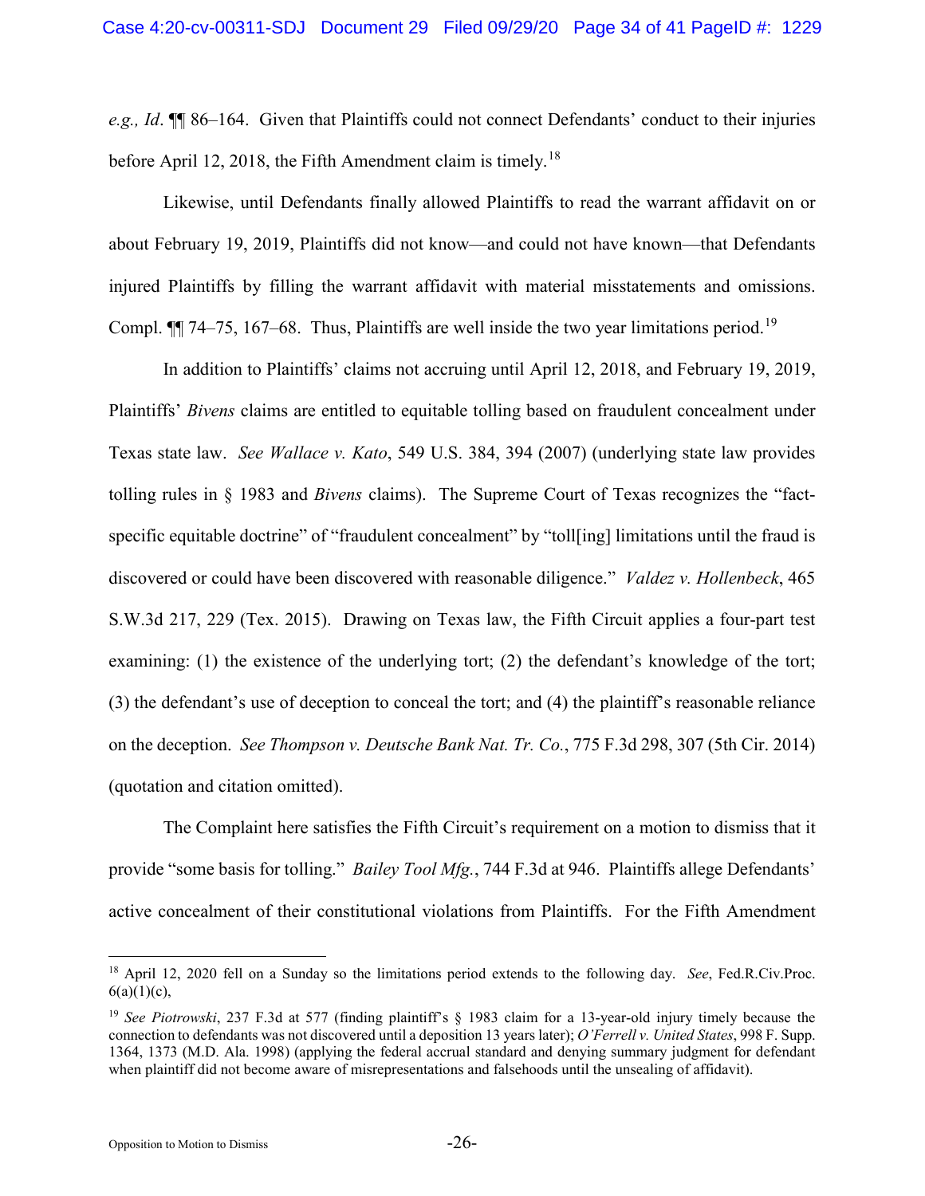*e.g., Id*. ¶¶ 86–164. Given that Plaintiffs could not connect Defendants' conduct to their injuries before April 12, 2018, the Fifth Amendment claim is timely.[18]

Likewise, until Defendants finally allowed Plaintiffs to read the warrant affidavit on or about February 19, 2019, Plaintiffs did not know—and could not have known—that Defendants injured Plaintiffs by filling the warrant affidavit with material misstatements and omissions. Compl. ¶¶ 74–75, 167–68. Thus, Plaintiffs are well inside the two year limitations period.[19]

In addition to Plaintiffs' claims not accruing until April 12, 2018, and February 19, 2019, Plaintiffs' *Bivens* claims are entitled to equitable tolling based on fraudulent concealment under Texas state law. *See Wallace v. Kato*, 549 U.S. 384, 394 (2007) (underlying state law provides tolling rules in § 1983 and *Bivens* claims). The Supreme Court of Texas recognizes the "fact-specific equitable doctrine" of "fraudulent concealment" by "toll[ing] limitations until the fraud is discovered or could have been discovered with reasonable diligence." *Valdez v. Hollenbeck*, 465 S.W.3d 217, 229 (Tex. 2015). Drawing on Texas law, the Fifth Circuit applies a four-part test examining: (1) the existence of the underlying tort; (2) the defendant's knowledge of the tort; (3) the defendant's use of deception to conceal the tort; and (4) the plaintiff's reasonable reliance on the deception. *See Thompson v. Deutsche Bank Nat. Tr. Co.*, 775 F.3d 298, 307 (5th Cir. 2014) (quotation and citation omitted).

The Complaint here satisfies the Fifth Circuit's requirement on a motion to dismiss that it provide "some basis for tolling." *Bailey Tool Mfg.*, 744 F.3d at 946. Plaintiffs allege Defendants' active concealment of their constitutional violations from Plaintiffs. For the Fifth Amendment

---

[18] April 12, 2020 fell on a Sunday so the limitations period extends to the following day. *See*, Fed.R.Civ.Proc. 6(a)(1)(c),

[19] *See Piotrowski*, 237 F.3d at 577 (finding plaintiff's § 1983 claim for a 13-year-old injury timely because the connection to defendants was not discovered until a deposition 13 years later); *O'Ferrell v. United States*, 998 F. Supp. 1364, 1373 (M.D. Ala. 1998) (applying the federal accrual standard and denying summary judgment for defendant when plaintiff did not become aware of misrepresentations and falsehoods until the unsealing of affidavit).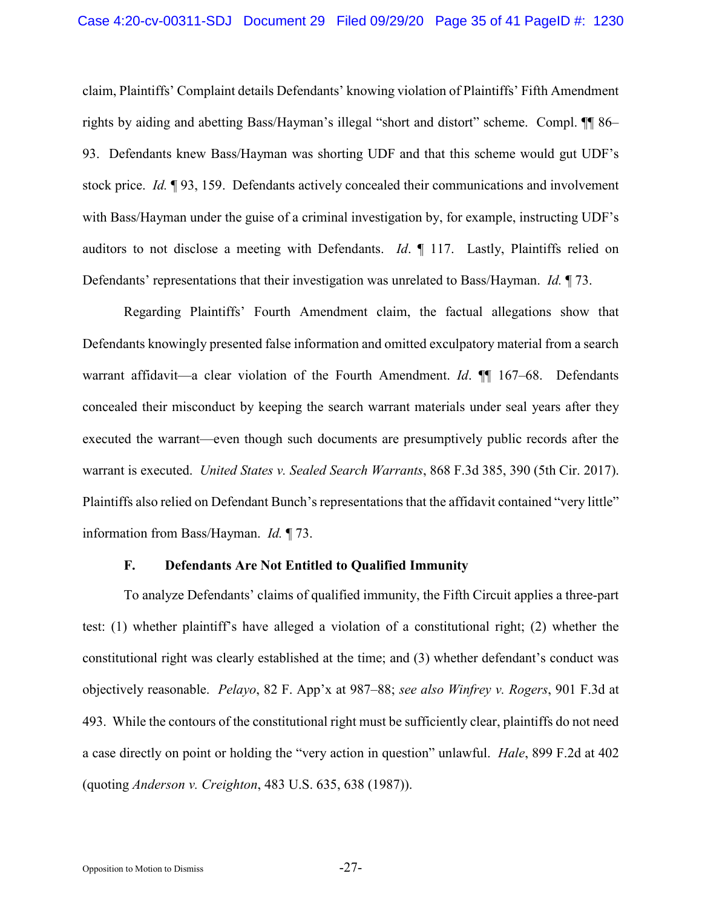claim, Plaintiffs' Complaint details Defendants' knowing violation of Plaintiffs' Fifth Amendment rights by aiding and abetting Bass/Hayman's illegal "short and distort" scheme. Compl. ¶¶ 86–93. Defendants knew Bass/Hayman was shorting UDF and that this scheme would gut UDF's stock price. *Id.* ¶ 93, 159. Defendants actively concealed their communications and involvement with Bass/Hayman under the guise of a criminal investigation by, for example, instructing UDF's auditors to not disclose a meeting with Defendants. *Id*. ¶ 117. Lastly, Plaintiffs relied on Defendants' representations that their investigation was unrelated to Bass/Hayman. *Id.* ¶ 73.

Regarding Plaintiffs' Fourth Amendment claim, the factual allegations show that Defendants knowingly presented false information and omitted exculpatory material from a search warrant affidavit—a clear violation of the Fourth Amendment. *Id*. ¶¶ 167–68. Defendants concealed their misconduct by keeping the search warrant materials under seal years after they executed the warrant—even though such documents are presumptively public records after the warrant is executed. *United States v. Sealed Search Warrants*, 868 F.3d 385, 390 (5th Cir. 2017). Plaintiffs also relied on Defendant Bunch's representations that the affidavit contained "very little" information from Bass/Hayman. *Id.* ¶ 73.

### F. Defendants Are Not Entitled to Qualified Immunity

To analyze Defendants' claims of qualified immunity, the Fifth Circuit applies a three-part test: (1) whether plaintiff's have alleged a violation of a constitutional right; (2) whether the constitutional right was clearly established at the time; and (3) whether defendant's conduct was objectively reasonable. *Pelayo*, 82 F. App'x at 987–88; *see also Winfrey v. Rogers*, 901 F.3d at 493. While the contours of the constitutional right must be sufficiently clear, plaintiffs do not need a case directly on point or holding the "very action in question" unlawful. *Hale*, 899 F.2d at 402 (quoting *Anderson v. Creighton*, 483 U.S. 635, 638 (1987)).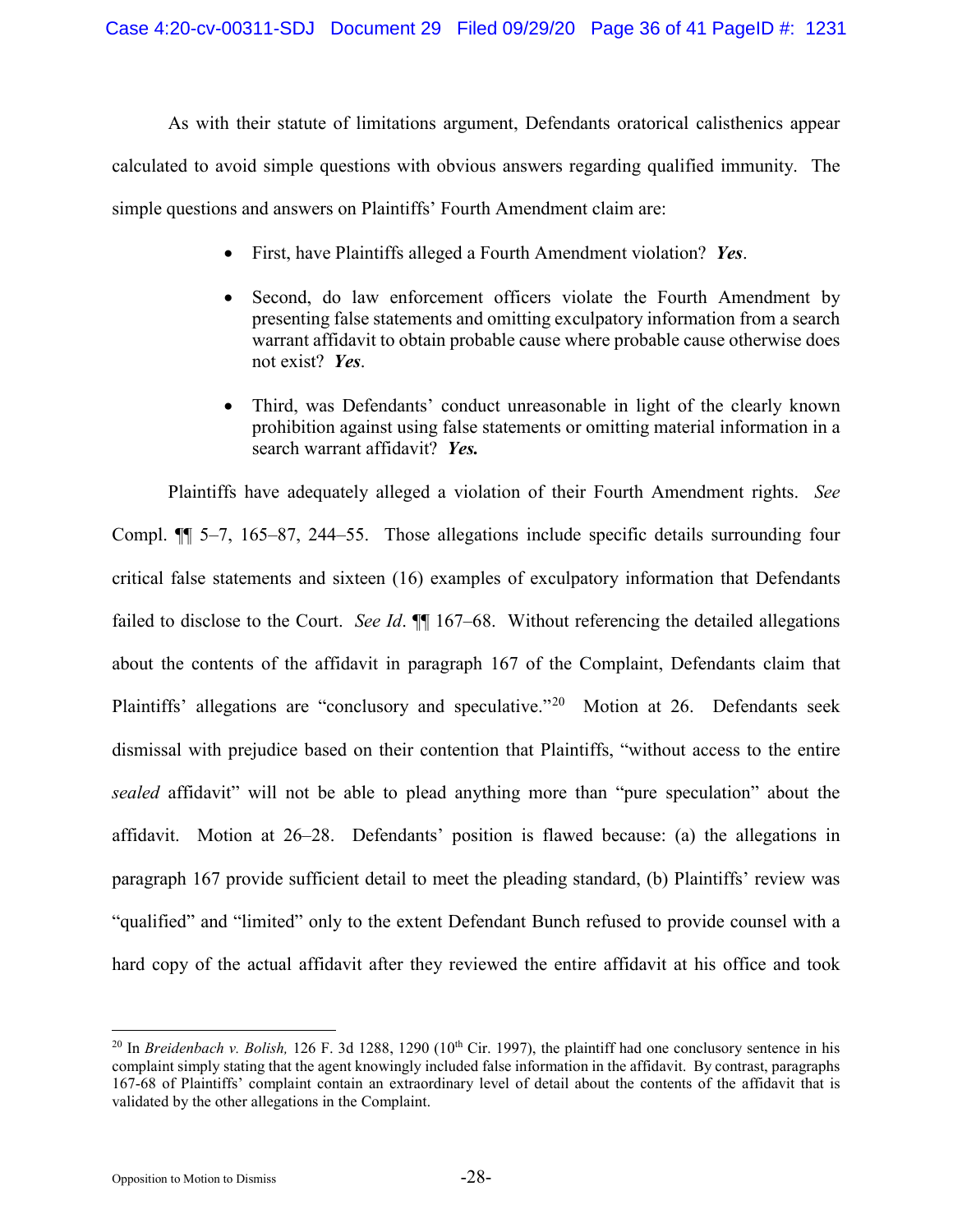As with their statute of limitations argument, Defendants oratorical calisthenics appear calculated to avoid simple questions with obvious answers regarding qualified immunity. The simple questions and answers on Plaintiffs' Fourth Amendment claim are:

- First, have Plaintiffs alleged a Fourth Amendment violation? ***Yes***.
- Second, do law enforcement officers violate the Fourth Amendment by presenting false statements and omitting exculpatory information from a search warrant affidavit to obtain probable cause where probable cause otherwise does not exist? ***Yes***.
- Third, was Defendants' conduct unreasonable in light of the clearly known prohibition against using false statements or omitting material information in a search warrant affidavit? ***Yes.***

Plaintiffs have adequately alleged a violation of their Fourth Amendment rights. *See* Compl. ¶¶ 5–7, 165–87, 244–55. Those allegations include specific details surrounding four critical false statements and sixteen (16) examples of exculpatory information that Defendants failed to disclose to the Court. *See Id*. ¶¶ 167–68. Without referencing the detailed allegations about the contents of the affidavit in paragraph 167 of the Complaint, Defendants claim that Plaintiffs' allegations are "conclusory and speculative."[20] Motion at 26. Defendants seek dismissal with prejudice based on their contention that Plaintiffs, "without access to the entire *sealed* affidavit" will not be able to plead anything more than "pure speculation" about the affidavit. Motion at 26–28. Defendants' position is flawed because: (a) the allegations in paragraph 167 provide sufficient detail to meet the pleading standard, (b) Plaintiffs' review was "qualified" and "limited" only to the extent Defendant Bunch refused to provide counsel with a hard copy of the actual affidavit after they reviewed the entire affidavit at his office and took

---

[20] In *Breidenbach v. Bolish,* 126 F. 3d 1288, 1290 (10th Cir. 1997), the plaintiff had one conclusory sentence in his complaint simply stating that the agent knowingly included false information in the affidavit. By contrast, paragraphs 167-68 of Plaintiffs' complaint contain an extraordinary level of detail about the contents of the affidavit that is validated by the other allegations in the Complaint.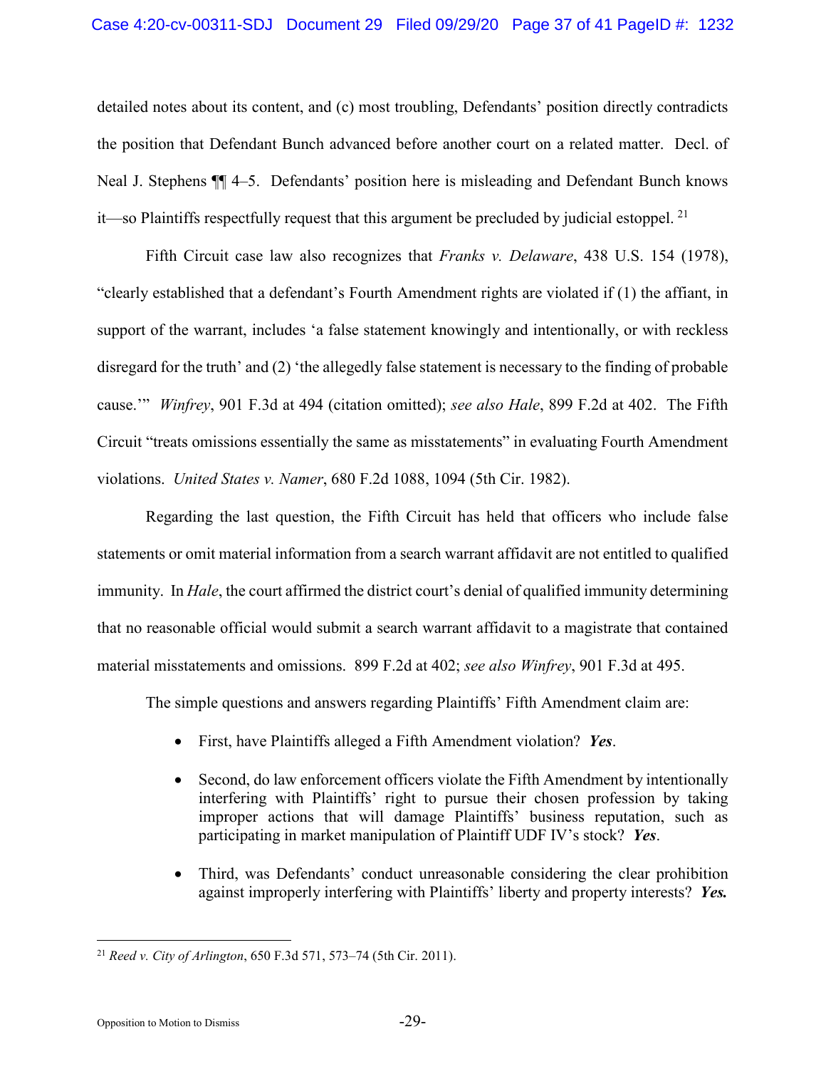detailed notes about its content, and (c) most troubling, Defendants' position directly contradicts the position that Defendant Bunch advanced before another court on a related matter. Decl. of Neal J. Stephens ¶¶ 4–5. Defendants' position here is misleading and Defendant Bunch knows it—so Plaintiffs respectfully request that this argument be precluded by judicial estoppel. [21]

Fifth Circuit case law also recognizes that *Franks v. Delaware*, 438 U.S. 154 (1978), "clearly established that a defendant's Fourth Amendment rights are violated if (1) the affiant, in support of the warrant, includes 'a false statement knowingly and intentionally, or with reckless disregard for the truth' and (2) 'the allegedly false statement is necessary to the finding of probable cause.'" *Winfrey*, 901 F.3d at 494 (citation omitted); *see also Hale*, 899 F.2d at 402. The Fifth Circuit "treats omissions essentially the same as misstatements" in evaluating Fourth Amendment violations. *United States v. Namer*, 680 F.2d 1088, 1094 (5th Cir. 1982).

Regarding the last question, the Fifth Circuit has held that officers who include false statements or omit material information from a search warrant affidavit are not entitled to qualified immunity. In *Hale*, the court affirmed the district court's denial of qualified immunity determining that no reasonable official would submit a search warrant affidavit to a magistrate that contained material misstatements and omissions. 899 F.2d at 402; *see also Winfrey*, 901 F.3d at 495.

The simple questions and answers regarding Plaintiffs' Fifth Amendment claim are:

- First, have Plaintiffs alleged a Fifth Amendment violation? ***Yes***.
- Second, do law enforcement officers violate the Fifth Amendment by intentionally interfering with Plaintiffs' right to pursue their chosen profession by taking improper actions that will damage Plaintiffs' business reputation, such as participating in market manipulation of Plaintiff UDF IV's stock? ***Yes***.
- Third, was Defendants' conduct unreasonable considering the clear prohibition against improperly interfering with Plaintiffs' liberty and property interests? ***Yes.***

---

[21] *Reed v. City of Arlington*, 650 F.3d 571, 573–74 (5th Cir. 2011).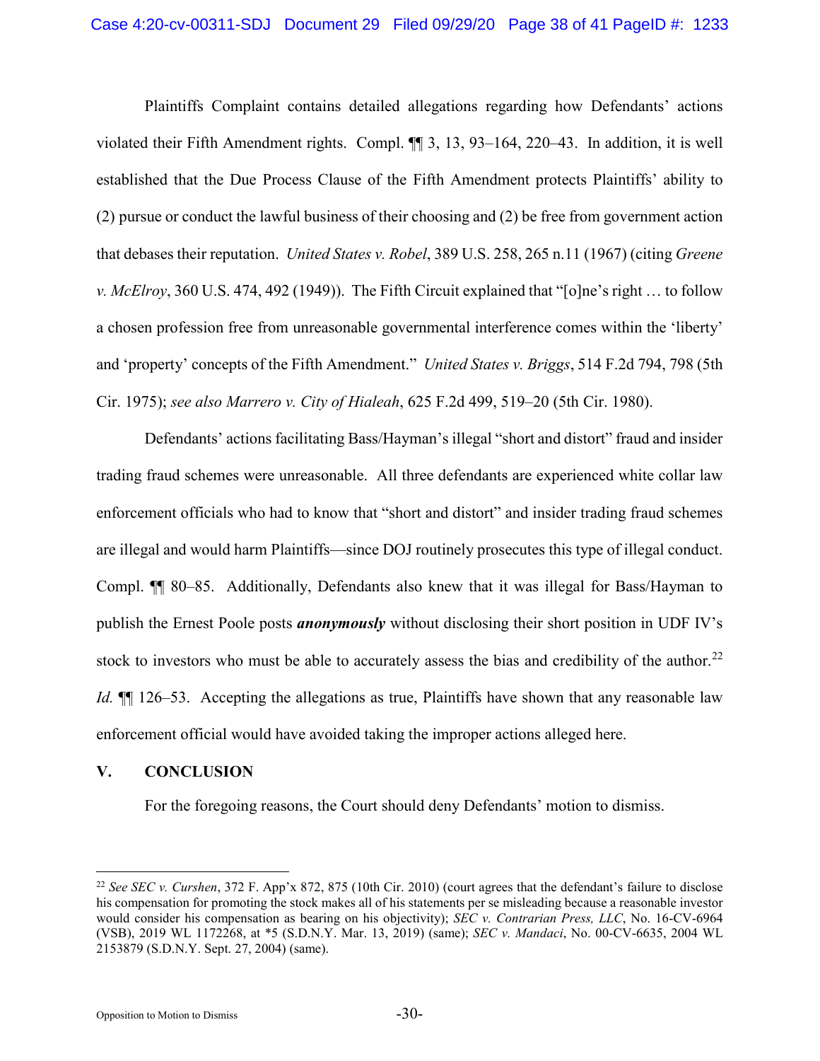Plaintiffs Complaint contains detailed allegations regarding how Defendants' actions violated their Fifth Amendment rights. Compl. ¶¶ 3, 13, 93–164, 220–43. In addition, it is well established that the Due Process Clause of the Fifth Amendment protects Plaintiffs' ability to (2) pursue or conduct the lawful business of their choosing and (2) be free from government action that debases their reputation. *United States v. Robel*, 389 U.S. 258, 265 n.11 (1967) (citing *Greene v. McElroy*, 360 U.S. 474, 492 (1949)). The Fifth Circuit explained that "[o]ne's right … to follow a chosen profession free from unreasonable governmental interference comes within the 'liberty' and 'property' concepts of the Fifth Amendment." *United States v. Briggs*, 514 F.2d 794, 798 (5th Cir. 1975); *see also Marrero v. City of Hialeah*, 625 F.2d 499, 519–20 (5th Cir. 1980).

Defendants' actions facilitating Bass/Hayman's illegal "short and distort" fraud and insider trading fraud schemes were unreasonable. All three defendants are experienced white collar law enforcement officials who had to know that "short and distort" and insider trading fraud schemes are illegal and would harm Plaintiffs—since DOJ routinely prosecutes this type of illegal conduct. Compl. ¶¶ 80–85. Additionally, Defendants also knew that it was illegal for Bass/Hayman to publish the Ernest Poole posts ***anonymously*** without disclosing their short position in UDF IV's stock to investors who must be able to accurately assess the bias and credibility of the author.[22] *Id.* ¶¶ 126–53. Accepting the allegations as true, Plaintiffs have shown that any reasonable law enforcement official would have avoided taking the improper actions alleged here.

## V. CONCLUSION

For the foregoing reasons, the Court should deny Defendants' motion to dismiss.

---

[22] *See SEC v. Curshen*, 372 F. App'x 872, 875 (10th Cir. 2010) (court agrees that the defendant's failure to disclose his compensation for promoting the stock makes all of his statements per se misleading because a reasonable investor would consider his compensation as bearing on his objectivity); *SEC v. Contrarian Press, LLC*, No. 16-CV-6964 (VSB), 2019 WL 1172268, at *5 (S.D.N.Y. Mar. 13, 2019) (same); *SEC v. Mandaci*, No. 00-CV-6635, 2004 WL 2153879 (S.D.N.Y. Sept. 27, 2004) (same).

Opposition to Motion to Dismiss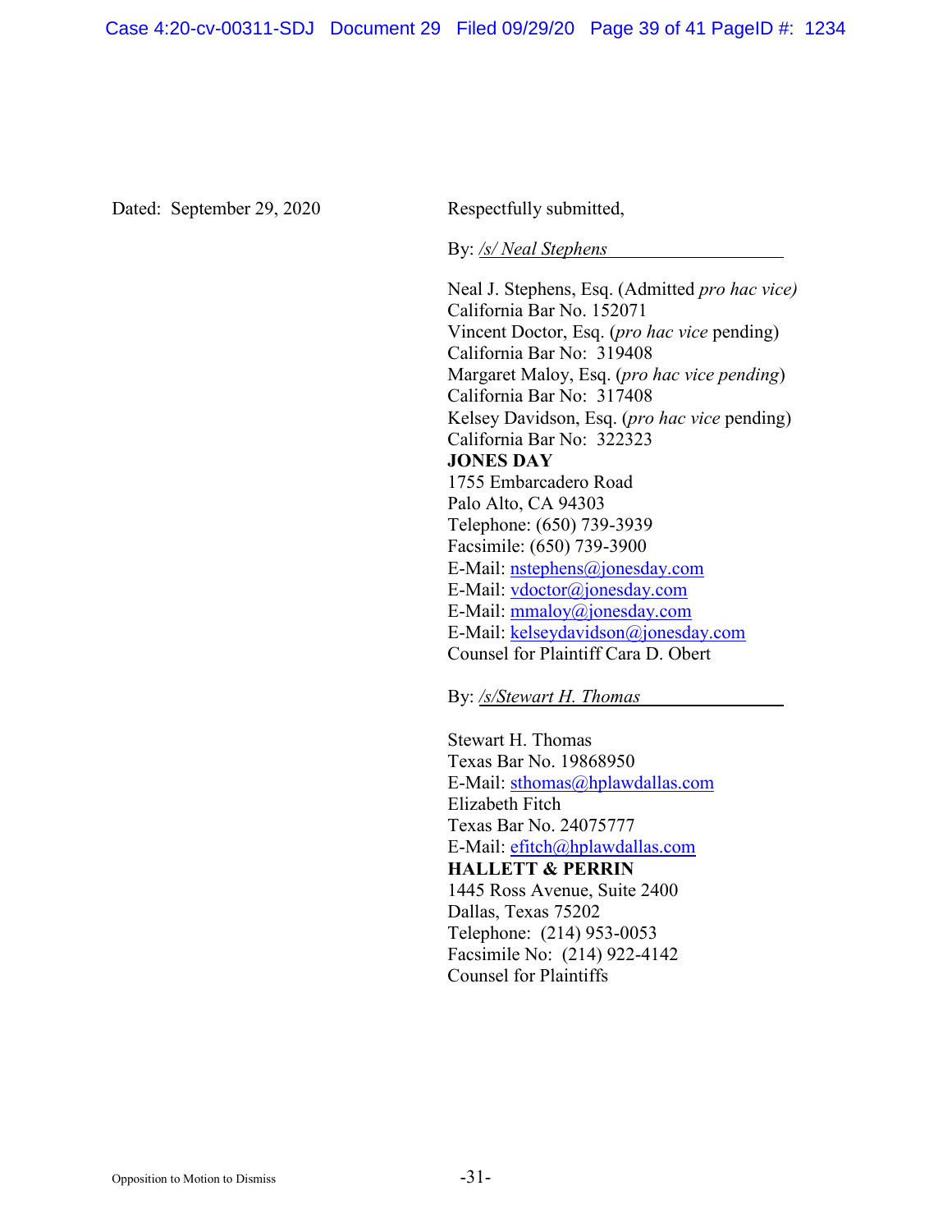Dated: September 29, 2020

Respectfully submitted,

By: */s/ Neal Stephens*

Neal J. Stephens, Esq. (Admitted *pro hac vice)*
California Bar No. 152071
Vincent Doctor, Esq. (*pro hac vice* pending)
California Bar No: 319408
Margaret Maloy, Esq. (*pro hac vice pending*)
California Bar No: 317408
Kelsey Davidson, Esq. (*pro hac vice* pending)
California Bar No: 322323
**JONES DAY**
1755 Embarcadero Road
Palo Alto, CA 94303
Telephone: (650) 739-3939
Facsimile: (650) 739-3900
E-Mail: nstephens@jonesday.com
E-Mail: vdoctor@jonesday.com
E-Mail: mmaloy@jonesday.com
E-Mail: kelseydavidson@jonesday.com
Counsel for Plaintiff Cara D. Obert

By: */s/Stewart H. Thomas*

Stewart H. Thomas
Texas Bar No. 19868950
E-Mail: sthomas@hplawdallas.com
Elizabeth Fitch
Texas Bar No. 24075777
E-Mail: efitch@hplawdallas.com
**HALLETT & PERRIN**
1445 Ross Avenue, Suite 2400
Dallas, Texas 75202
Telephone: (214) 953-0053
Facsimile No: (214) 922-4142
Counsel for Plaintiffs

Opposition to Motion to Dismiss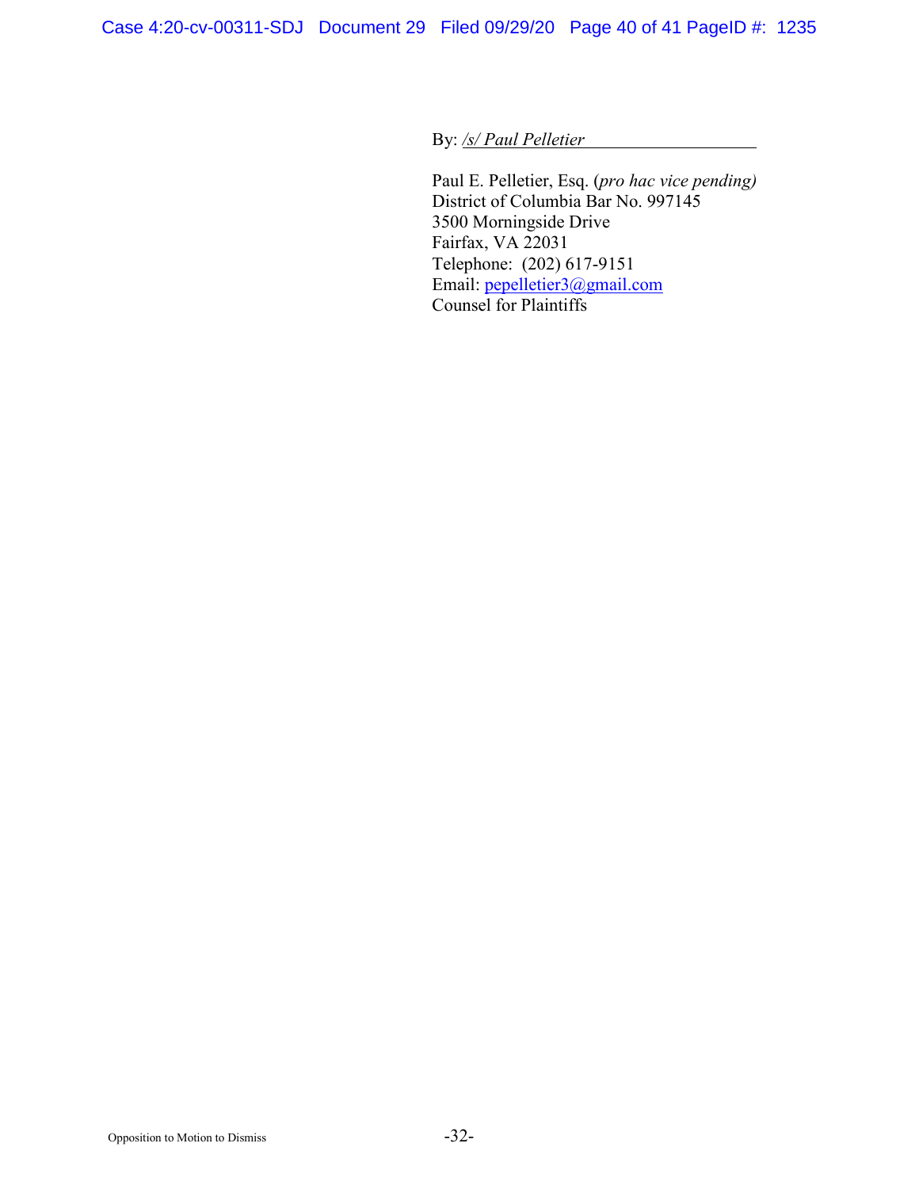By: */s/ Paul Pelletier*

Paul E. Pelletier, Esq. (*pro hac vice pending)*
District of Columbia Bar No. 997145
3500 Morningside Drive
Fairfax, VA 22031
Telephone: (202) 617-9151
Email: pepelletier3@gmail.com
Counsel for Plaintiffs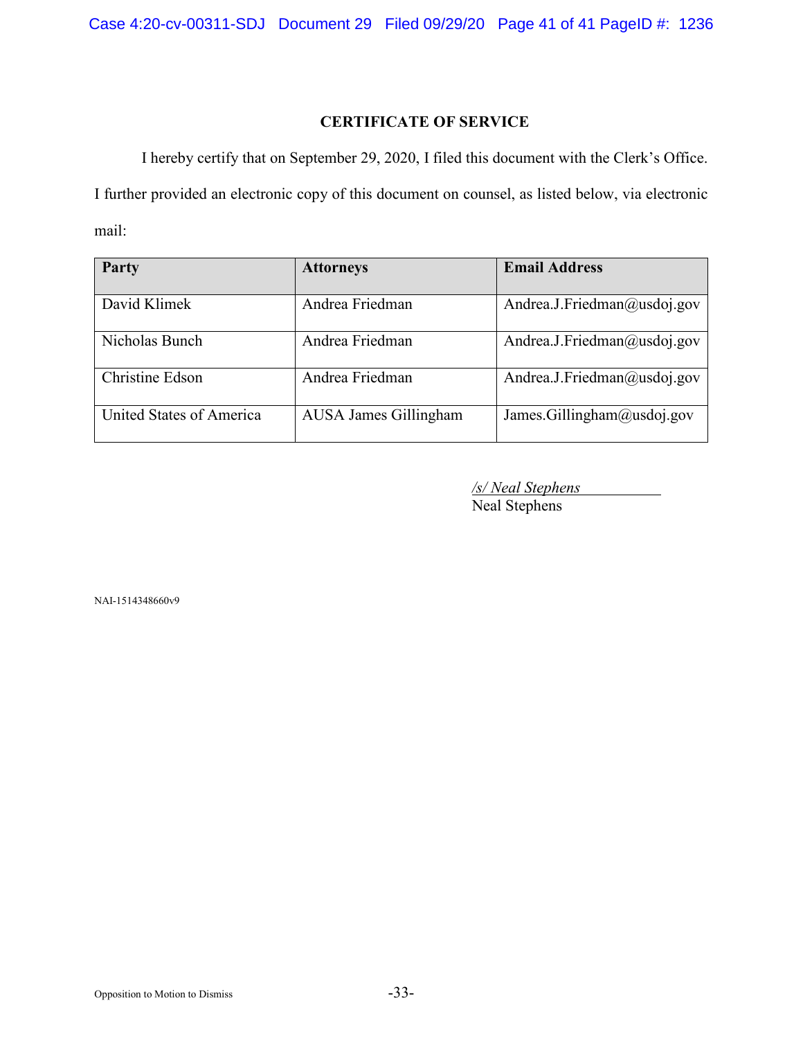## CERTIFICATE OF SERVICE

I hereby certify that on September 29, 2020, I filed this document with the Clerk's Office. I further provided an electronic copy of this document on counsel, as listed below, via electronic mail:

| **Party** | **Attorneys** | **Email Address** |
|---|---|---|
| David Klimek | Andrea Friedman | Andrea.J.Friedman@usdoj.gov |
| Nicholas Bunch | Andrea Friedman | Andrea.J.Friedman@usdoj.gov |
| Christine Edson | Andrea Friedman | Andrea.J.Friedman@usdoj.gov |
| United States of America | AUSA James Gillingham | James.Gillingham@usdoj.gov |

*/s/ Neal Stephens*
Neal Stephens

NAI-1514348660v9

Opposition to Motion to Dismiss